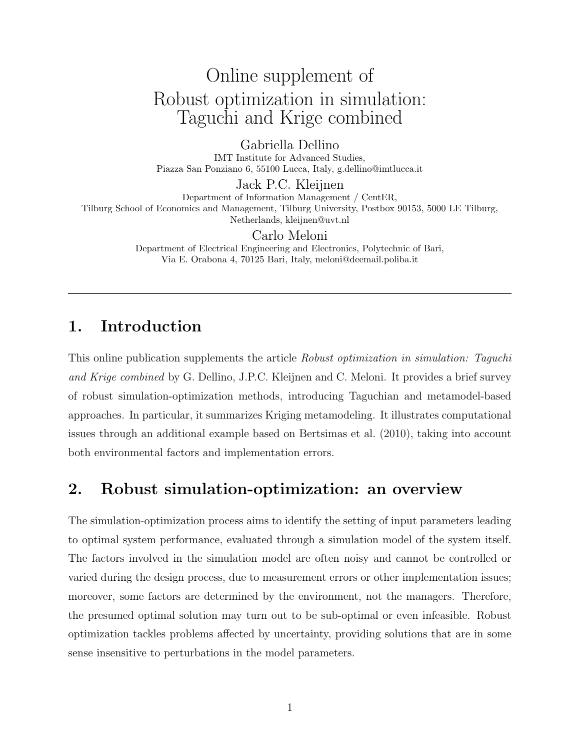# Online supplement of Robust optimization in simulation: Taguchi and Krige combined

Gabriella Dellino
IMT Institute for Advanced Studies,
Piazza San Ponziano 6, 55100 Lucca, Italy, g.dellino@imtlucca.it

Jack P.C. Kleijnen
Department of Information Management / CentER,
Tilburg School of Economics and Management, Tilburg University, Postbox 90153, 5000 LE Tilburg, Netherlands, kleijnen@uvt.nl

Carlo Meloni
Department of Electrical Engineering and Electronics, Polytechnic of Bari,
Via E. Orabona 4, 70125 Bari, Italy, meloni@deemail.poliba.it

---

## 1. Introduction

This online publication supplements the article *Robust optimization in simulation: Taguchi and Krige combined* by G. Dellino, J.P.C. Kleijnen and C. Meloni. It provides a brief survey of robust simulation-optimization methods, introducing Taguchian and metamodel-based approaches. In particular, it summarizes Kriging metamodeling. It illustrates computational issues through an additional example based on Bertsimas et al. (2010), taking into account both environmental factors and implementation errors.

## 2. Robust simulation-optimization: an overview

The simulation-optimization process aims to identify the setting of input parameters leading to optimal system performance, evaluated through a simulation model of the system itself. The factors involved in the simulation model are often noisy and cannot be controlled or varied during the design process, due to measurement errors or other implementation issues; moreover, some factors are determined by the environment, not the managers. Therefore, the presumed optimal solution may turn out to be sub-optimal or even infeasible. Robust optimization tackles problems affected by uncertainty, providing solutions that are in some sense insensitive to perturbations in the model parameters.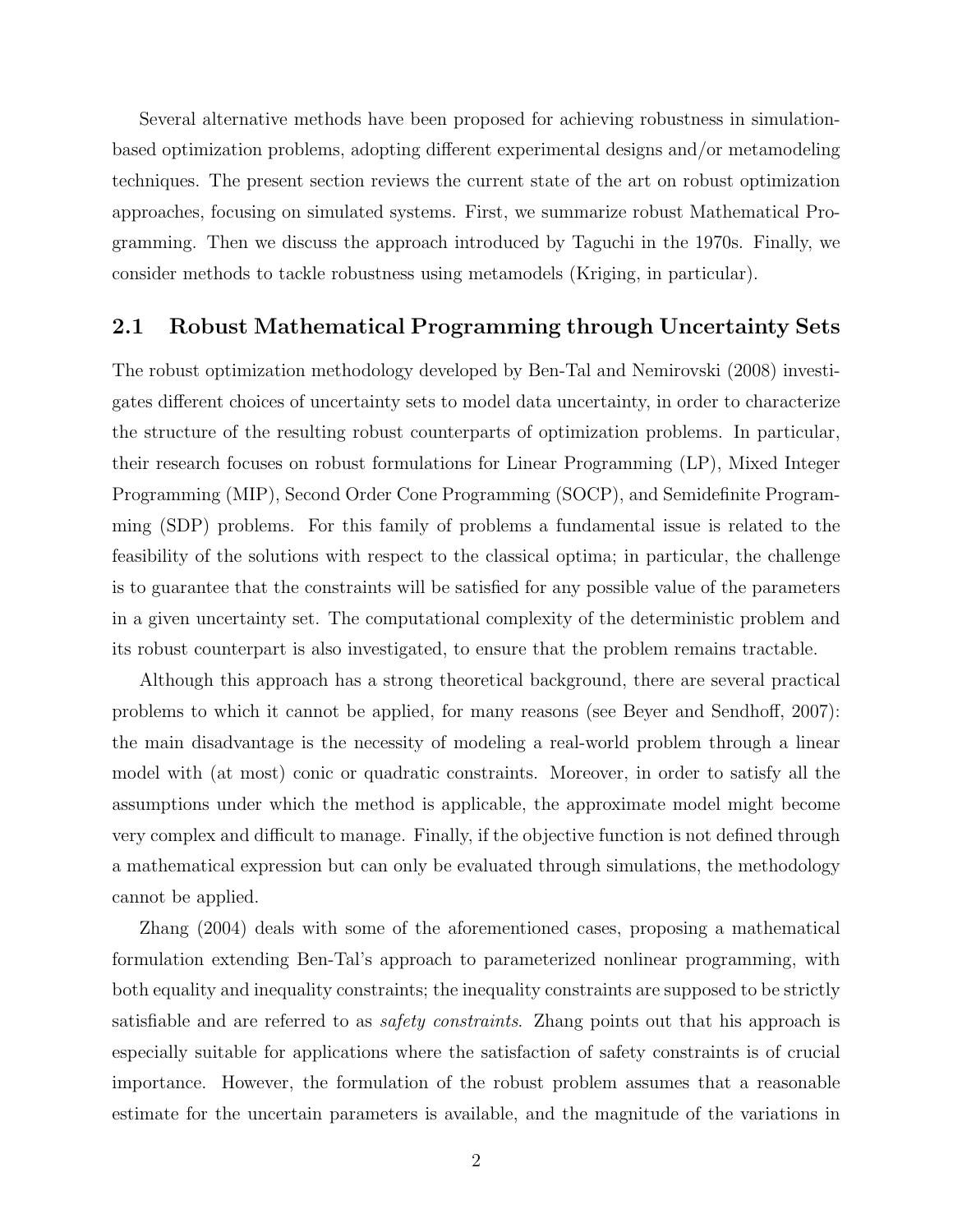Several alternative methods have been proposed for achieving robustness in simulation-based optimization problems, adopting different experimental designs and/or metamodeling techniques. The present section reviews the current state of the art on robust optimization approaches, focusing on simulated systems. First, we summarize robust Mathematical Programming. Then we discuss the approach introduced by Taguchi in the 1970s. Finally, we consider methods to tackle robustness using metamodels (Kriging, in particular).

## 2.1 Robust Mathematical Programming through Uncertainty Sets

The robust optimization methodology developed by Ben-Tal and Nemirovski (2008) investigates different choices of uncertainty sets to model data uncertainty, in order to characterize the structure of the resulting robust counterparts of optimization problems. In particular, their research focuses on robust formulations for Linear Programming (LP), Mixed Integer Programming (MIP), Second Order Cone Programming (SOCP), and Semidefinite Programming (SDP) problems. For this family of problems a fundamental issue is related to the feasibility of the solutions with respect to the classical optima; in particular, the challenge is to guarantee that the constraints will be satisfied for any possible value of the parameters in a given uncertainty set. The computational complexity of the deterministic problem and its robust counterpart is also investigated, to ensure that the problem remains tractable.

Although this approach has a strong theoretical background, there are several practical problems to which it cannot be applied, for many reasons (see Beyer and Sendhoff, 2007): the main disadvantage is the necessity of modeling a real-world problem through a linear model with (at most) conic or quadratic constraints. Moreover, in order to satisfy all the assumptions under which the method is applicable, the approximate model might become very complex and difficult to manage. Finally, if the objective function is not defined through a mathematical expression but can only be evaluated through simulations, the methodology cannot be applied.

Zhang (2004) deals with some of the aforementioned cases, proposing a mathematical formulation extending Ben-Tal's approach to parameterized nonlinear programming, with both equality and inequality constraints; the inequality constraints are supposed to be strictly satisfiable and are referred to as *safety constraints*. Zhang points out that his approach is especially suitable for applications where the satisfaction of safety constraints is of crucial importance. However, the formulation of the robust problem assumes that a reasonable estimate for the uncertain parameters is available, and the magnitude of the variations in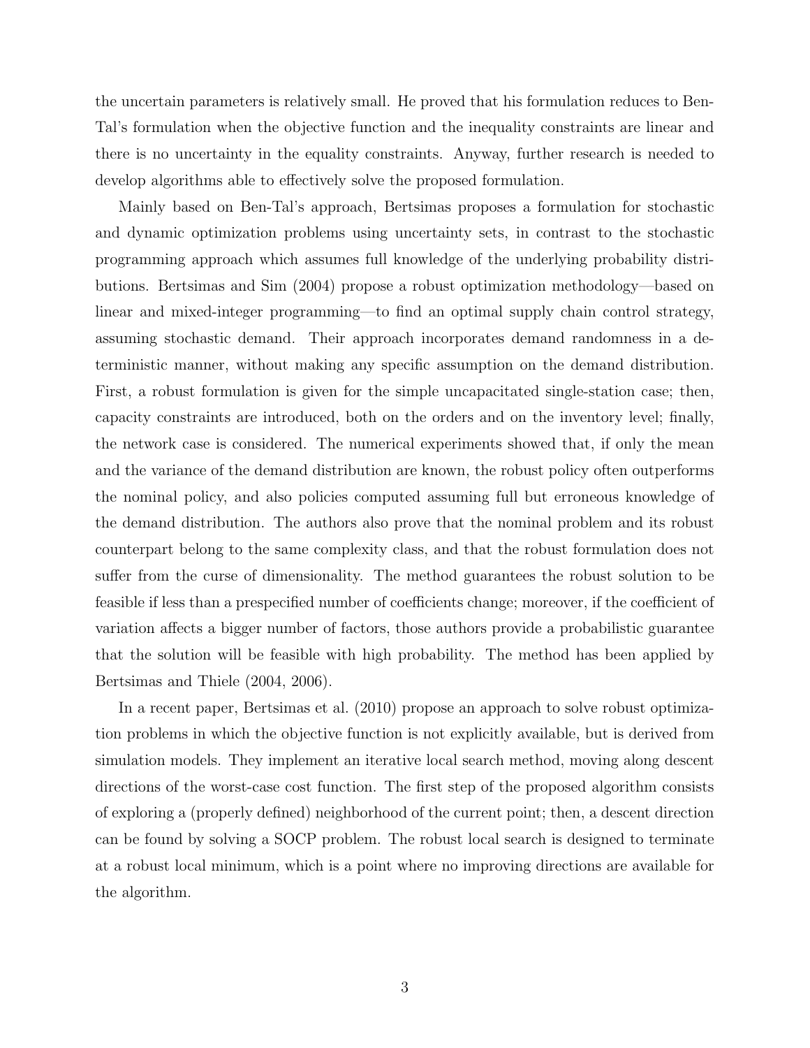the uncertain parameters is relatively small. He proved that his formulation reduces to Ben-Tal's formulation when the objective function and the inequality constraints are linear and there is no uncertainty in the equality constraints. Anyway, further research is needed to develop algorithms able to effectively solve the proposed formulation.

Mainly based on Ben-Tal's approach, Bertsimas proposes a formulation for stochastic and dynamic optimization problems using uncertainty sets, in contrast to the stochastic programming approach which assumes full knowledge of the underlying probability distributions. Bertsimas and Sim (2004) propose a robust optimization methodology—based on linear and mixed-integer programming—to find an optimal supply chain control strategy, assuming stochastic demand. Their approach incorporates demand randomness in a deterministic manner, without making any specific assumption on the demand distribution. First, a robust formulation is given for the simple uncapacitated single-station case; then, capacity constraints are introduced, both on the orders and on the inventory level; finally, the network case is considered. The numerical experiments showed that, if only the mean and the variance of the demand distribution are known, the robust policy often outperforms the nominal policy, and also policies computed assuming full but erroneous knowledge of the demand distribution. The authors also prove that the nominal problem and its robust counterpart belong to the same complexity class, and that the robust formulation does not suffer from the curse of dimensionality. The method guarantees the robust solution to be feasible if less than a prespecified number of coefficients change; moreover, if the coefficient of variation affects a bigger number of factors, those authors provide a probabilistic guarantee that the solution will be feasible with high probability. The method has been applied by Bertsimas and Thiele (2004, 2006).

In a recent paper, Bertsimas et al. (2010) propose an approach to solve robust optimization problems in which the objective function is not explicitly available, but is derived from simulation models. They implement an iterative local search method, moving along descent directions of the worst-case cost function. The first step of the proposed algorithm consists of exploring a (properly defined) neighborhood of the current point; then, a descent direction can be found by solving a SOCP problem. The robust local search is designed to terminate at a robust local minimum, which is a point where no improving directions are available for the algorithm.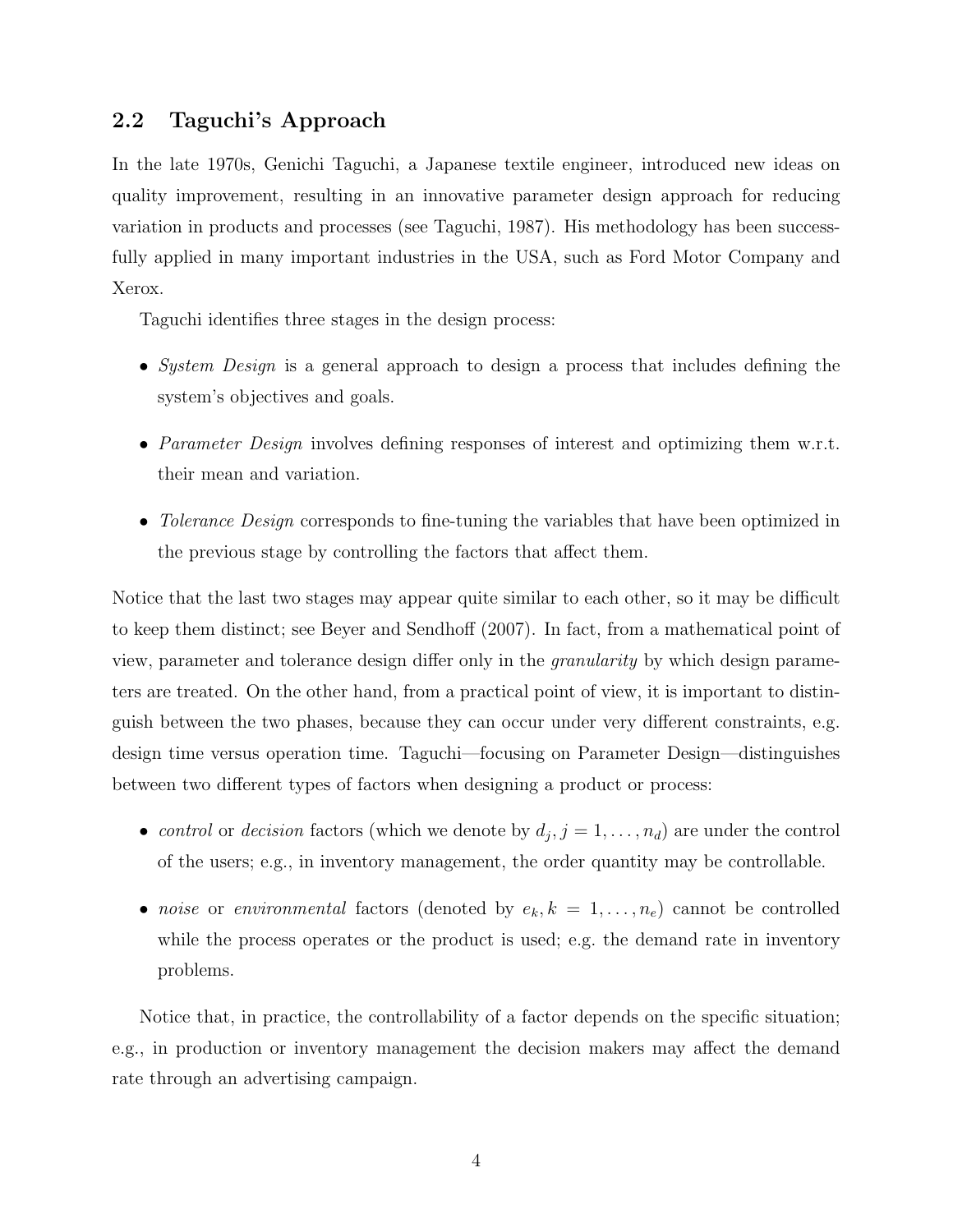## 2.2 Taguchi's Approach

In the late 1970s, Genichi Taguchi, a Japanese textile engineer, introduced new ideas on quality improvement, resulting in an innovative parameter design approach for reducing variation in products and processes (see Taguchi, 1987). His methodology has been successfully applied in many important industries in the USA, such as Ford Motor Company and Xerox.

Taguchi identifies three stages in the design process:

- *System Design* is a general approach to design a process that includes defining the system's objectives and goals.
- *Parameter Design* involves defining responses of interest and optimizing them w.r.t. their mean and variation.
- *Tolerance Design* corresponds to fine-tuning the variables that have been optimized in the previous stage by controlling the factors that affect them.

Notice that the last two stages may appear quite similar to each other, so it may be difficult to keep them distinct; see Beyer and Sendhoff (2007). In fact, from a mathematical point of view, parameter and tolerance design differ only in the *granularity* by which design parameters are treated. On the other hand, from a practical point of view, it is important to distinguish between the two phases, because they can occur under very different constraints, e.g. design time versus operation time. Taguchi—focusing on Parameter Design—distinguishes between two different types of factors when designing a product or process:

- *control* or *decision* factors (which we denote by $d_j, j = 1, \ldots, n_d$) are under the control of the users; e.g., in inventory management, the order quantity may be controllable.
- *noise* or *environmental* factors (denoted by $e_k, k = 1, \ldots, n_e$) cannot be controlled while the process operates or the product is used; e.g. the demand rate in inventory problems.

Notice that, in practice, the controllability of a factor depends on the specific situation; e.g., in production or inventory management the decision makers may affect the demand rate through an advertising campaign.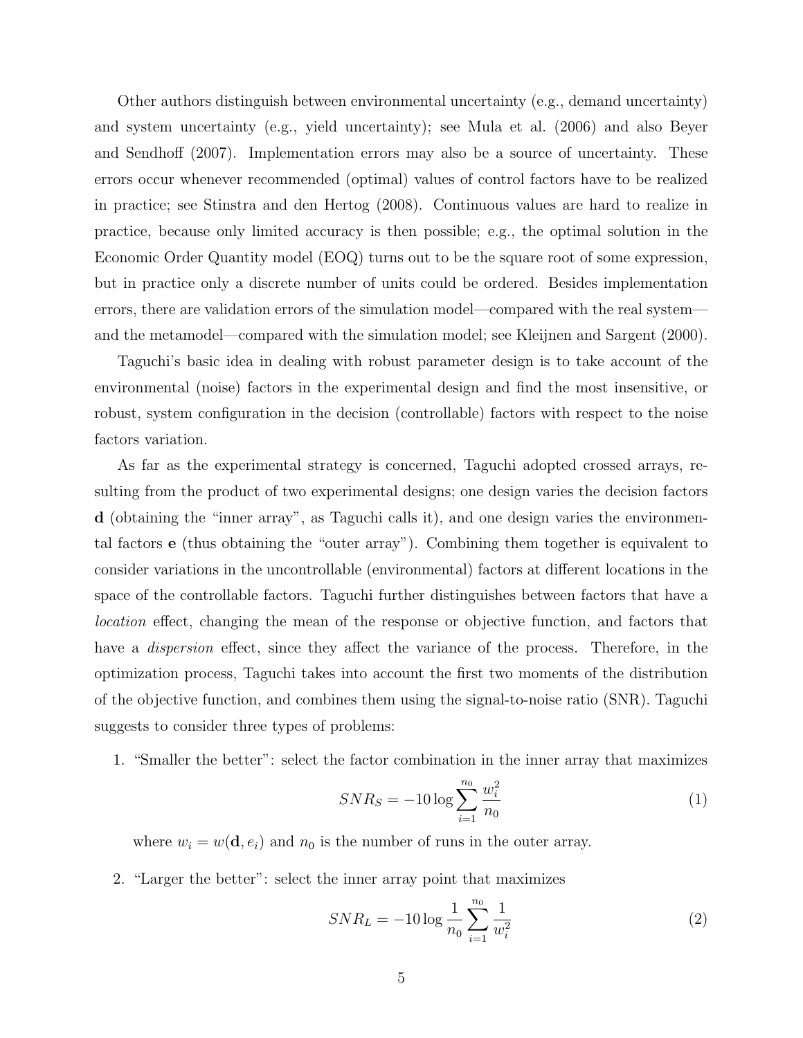Other authors distinguish between environmental uncertainty (e.g., demand uncertainty) and system uncertainty (e.g., yield uncertainty); see Mula et al. (2006) and also Beyer and Sendhoff (2007). Implementation errors may also be a source of uncertainty. These errors occur whenever recommended (optimal) values of control factors have to be realized in practice; see Stinstra and den Hertog (2008). Continuous values are hard to realize in practice, because only limited accuracy is then possible; e.g., the optimal solution in the Economic Order Quantity model (EOQ) turns out to be the square root of some expression, but in practice only a discrete number of units could be ordered. Besides implementation errors, there are validation errors of the simulation model—compared with the real system—and the metamodel—compared with the simulation model; see Kleijnen and Sargent (2000).

Taguchi's basic idea in dealing with robust parameter design is to take account of the environmental (noise) factors in the experimental design and find the most insensitive, or robust, system configuration in the decision (controllable) factors with respect to the noise factors variation.

As far as the experimental strategy is concerned, Taguchi adopted crossed arrays, resulting from the product of two experimental designs; one design varies the decision factors $\mathbf{d}$ (obtaining the "inner array", as Taguchi calls it), and one design varies the environmental factors $\mathbf{e}$ (thus obtaining the "outer array"). Combining them together is equivalent to consider variations in the uncontrollable (environmental) factors at different locations in the space of the controllable factors. Taguchi further distinguishes between factors that have a *location* effect, changing the mean of the response or objective function, and factors that have a *dispersion* effect, since they affect the variance of the process. Therefore, in the optimization process, Taguchi takes into account the first two moments of the distribution of the objective function, and combines them using the signal-to-noise ratio (SNR). Taguchi suggests to consider three types of problems:

1. "Smaller the better": select the factor combination in the inner array that maximizes

$$SNR_S = -10 \log \sum_{i=1}^{n_0} \frac{w_i^2}{n_0} \tag{1}$$

   where $w_i = w(\mathbf{d}, e_i)$ and $n_0$ is the number of runs in the outer array.

2. "Larger the better": select the inner array point that maximizes

$$SNR_L = -10 \log \frac{1}{n_0} \sum_{i=1}^{n_0} \frac{1}{w_i^2} \tag{2}$$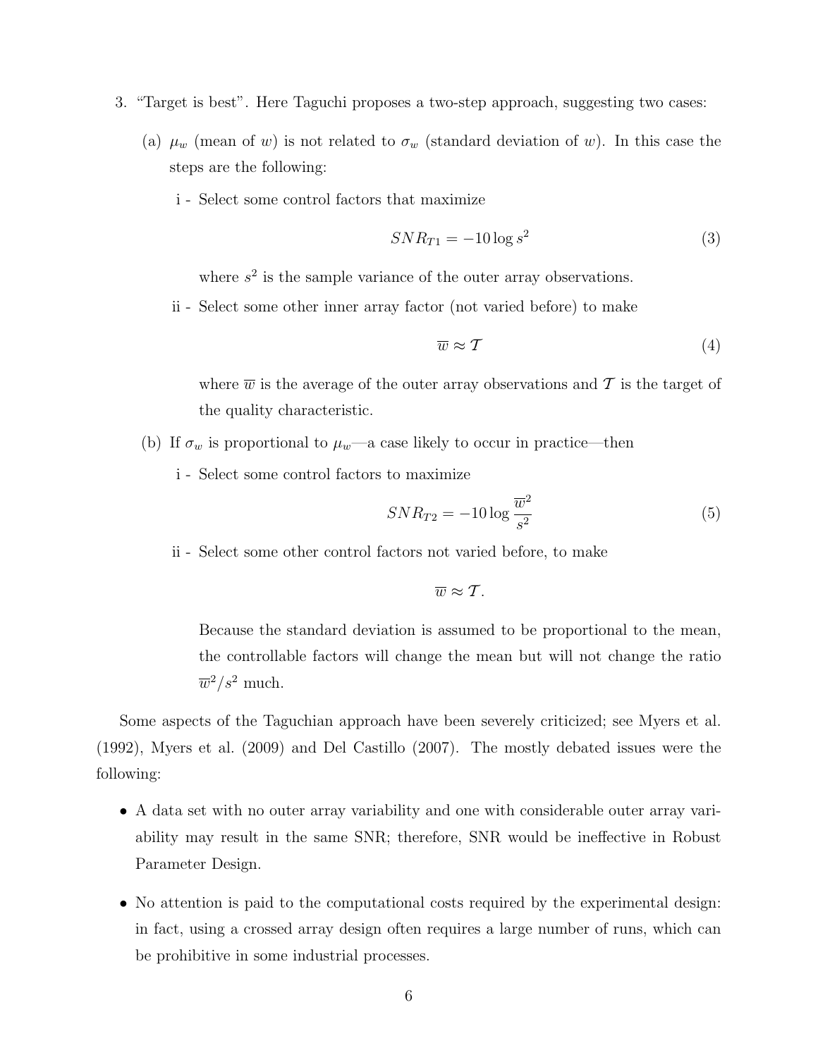3. "Target is best". Here Taguchi proposes a two-step approach, suggesting two cases:

   (a) $\mu_w$ (mean of $w$) is not related to $\sigma_w$ (standard deviation of $w$). In this case the steps are the following:

      i - Select some control factors that maximize

$$SNR_{T1} = -10 \log s^2 \tag{3}$$

      where $s^2$ is the sample variance of the outer array observations.

      ii - Select some other inner array factor (not varied before) to make

$$\overline{w} \approx \mathcal{T} \tag{4}$$

      where $\overline{w}$ is the average of the outer array observations and $\mathcal{T}$ is the target of the quality characteristic.

   (b) If $\sigma_w$ is proportional to $\mu_w$—a case likely to occur in practice—then

      i - Select some control factors to maximize

$$SNR_{T2} = -10 \log \frac{\overline{w}^2}{s^2} \tag{5}$$

      ii - Select some other control factors not varied before, to make

$$\overline{w} \approx \mathcal{T}.$$

      Because the standard deviation is assumed to be proportional to the mean, the controllable factors will change the mean but will not change the ratio $\overline{w}^2/s^2$ much.

Some aspects of the Taguchian approach have been severely criticized; see Myers et al. (1992), Myers et al. (2009) and Del Castillo (2007). The mostly debated issues were the following:

- A data set with no outer array variability and one with considerable outer array variability may result in the same SNR; therefore, SNR would be ineffective in Robust Parameter Design.
- No attention is paid to the computational costs required by the experimental design: in fact, using a crossed array design often requires a large number of runs, which can be prohibitive in some industrial processes.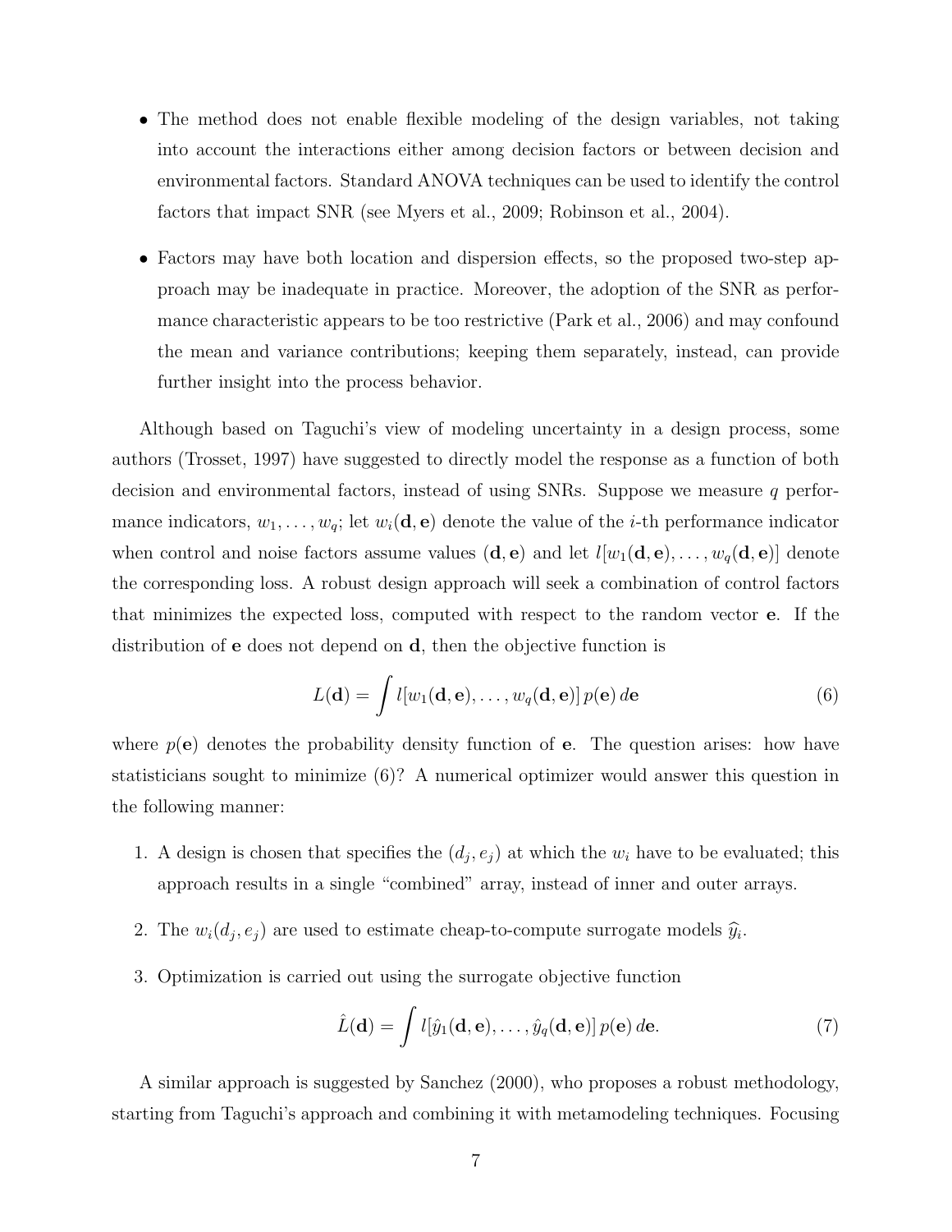- The method does not enable flexible modeling of the design variables, not taking into account the interactions either among decision factors or between decision and environmental factors. Standard ANOVA techniques can be used to identify the control factors that impact SNR (see Myers et al., 2009; Robinson et al., 2004).

- Factors may have both location and dispersion effects, so the proposed two-step approach may be inadequate in practice. Moreover, the adoption of the SNR as performance characteristic appears to be too restrictive (Park et al., 2006) and may confound the mean and variance contributions; keeping them separately, instead, can provide further insight into the process behavior.

Although based on Taguchi's view of modeling uncertainty in a design process, some authors (Trosset, 1997) have suggested to directly model the response as a function of both decision and environmental factors, instead of using SNRs. Suppose we measure $q$ performance indicators, $w_1, \ldots, w_q$; let $w_i(\mathbf{d}, \mathbf{e})$ denote the value of the $i$-th performance indicator when control and noise factors assume values $(\mathbf{d}, \mathbf{e})$ and let $l[w_1(\mathbf{d}, \mathbf{e}), \ldots, w_q(\mathbf{d}, \mathbf{e})]$ denote the corresponding loss. A robust design approach will seek a combination of control factors that minimizes the expected loss, computed with respect to the random vector $\mathbf{e}$. If the distribution of $\mathbf{e}$ does not depend on $\mathbf{d}$, then the objective function is

$$L(\mathbf{d}) = \int l[w_1(\mathbf{d}, \mathbf{e}), \ldots, w_q(\mathbf{d}, \mathbf{e})]\, p(\mathbf{e})\, d\mathbf{e} \tag{6}$$

where $p(\mathbf{e})$ denotes the probability density function of $\mathbf{e}$. The question arises: how have statisticians sought to minimize (6)? A numerical optimizer would answer this question in the following manner:

1. A design is chosen that specifies the $(d_j, e_j)$ at which the $w_i$ have to be evaluated; this approach results in a single "combined" array, instead of inner and outer arrays.

2. The $w_i(d_j, e_j)$ are used to estimate cheap-to-compute surrogate models $\widehat{y}_i$.

3. Optimization is carried out using the surrogate objective function

$$\hat{L}(\mathbf{d}) = \int l[\hat{y}_1(\mathbf{d}, \mathbf{e}), \ldots, \hat{y}_q(\mathbf{d}, \mathbf{e})]\, p(\mathbf{e})\, d\mathbf{e}. \tag{7}$$

A similar approach is suggested by Sanchez (2000), who proposes a robust methodology, starting from Taguchi's approach and combining it with metamodeling techniques. Focusing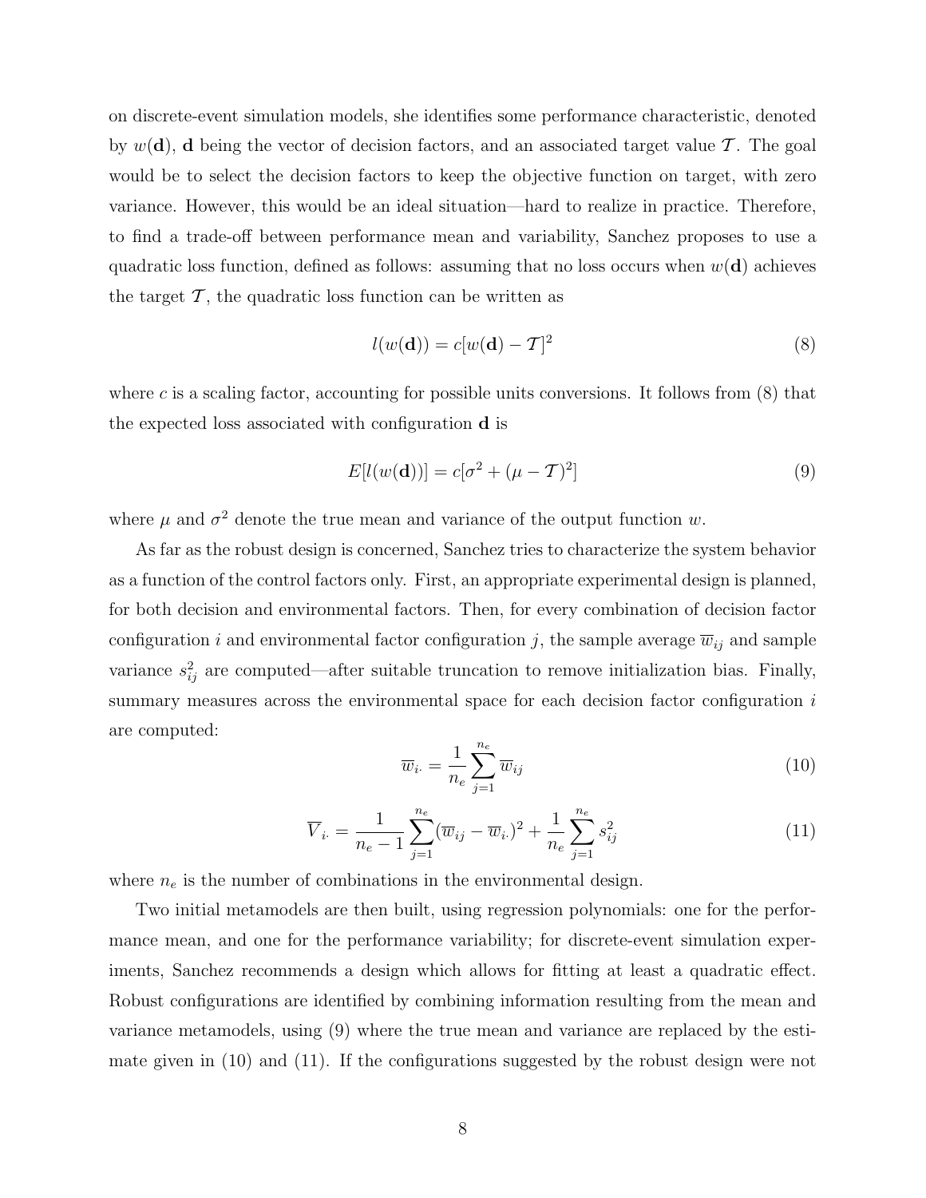on discrete-event simulation models, she identifies some performance characteristic, denoted by $w(\mathbf{d})$, $\mathbf{d}$ being the vector of decision factors, and an associated target value $\mathcal{T}$. The goal would be to select the decision factors to keep the objective function on target, with zero variance. However, this would be an ideal situation—hard to realize in practice. Therefore, to find a trade-off between performance mean and variability, Sanchez proposes to use a quadratic loss function, defined as follows: assuming that no loss occurs when $w(\mathbf{d})$ achieves the target $\mathcal{T}$, the quadratic loss function can be written as

$$l(w(\mathbf{d})) = c[w(\mathbf{d}) - \mathcal{T}]^2 \tag{8}$$

where $c$ is a scaling factor, accounting for possible units conversions. It follows from (8) that the expected loss associated with configuration $\mathbf{d}$ is

$$E[l(w(\mathbf{d}))] = c[\sigma^2 + (\mu - \mathcal{T})^2] \tag{9}$$

where $\mu$ and $\sigma^2$ denote the true mean and variance of the output function $w$.

As far as the robust design is concerned, Sanchez tries to characterize the system behavior as a function of the control factors only. First, an appropriate experimental design is planned, for both decision and environmental factors. Then, for every combination of decision factor configuration $i$ and environmental factor configuration $j$, the sample average $\overline{w}_{ij}$ and sample variance $s^2_{ij}$ are computed—after suitable truncation to remove initialization bias. Finally, summary measures across the environmental space for each decision factor configuration $i$ are computed:

$$\overline{w}_{i\cdot} = \frac{1}{n_e} \sum_{j=1}^{n_e} \overline{w}_{ij} \tag{10}$$

$$\overline{V}_{i\cdot} = \frac{1}{n_e - 1} \sum_{j=1}^{n_e} (\overline{w}_{ij} - \overline{w}_{i\cdot})^2 + \frac{1}{n_e} \sum_{j=1}^{n_e} s^2_{ij} \tag{11}$$

where $n_e$ is the number of combinations in the environmental design.

Two initial metamodels are then built, using regression polynomials: one for the performance mean, and one for the performance variability; for discrete-event simulation experiments, Sanchez recommends a design which allows for fitting at least a quadratic effect. Robust configurations are identified by combining information resulting from the mean and variance metamodels, using (9) where the true mean and variance are replaced by the estimate given in (10) and (11). If the configurations suggested by the robust design were not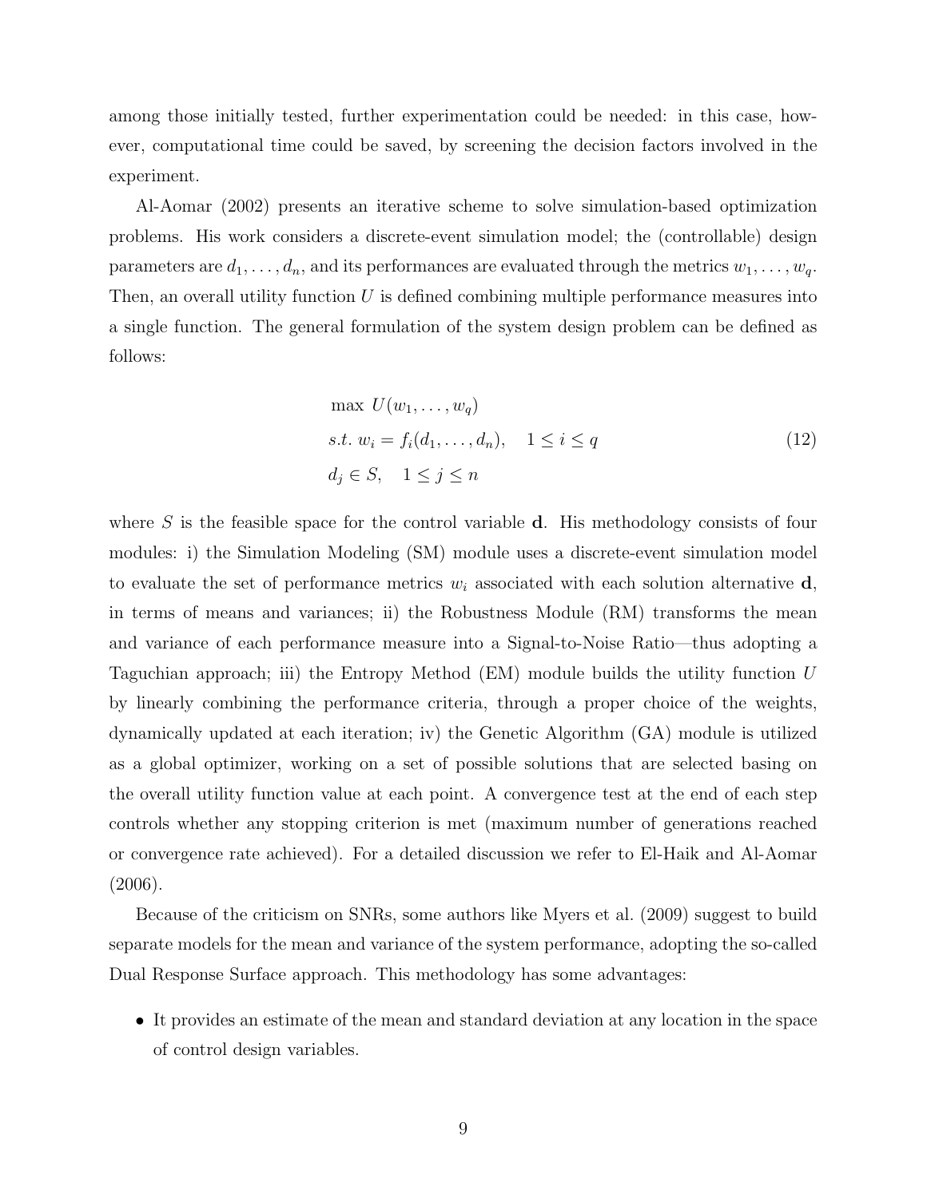among those initially tested, further experimentation could be needed: in this case, however, computational time could be saved, by screening the decision factors involved in the experiment.

Al-Aomar (2002) presents an iterative scheme to solve simulation-based optimization problems. His work considers a discrete-event simulation model; the (controllable) design parameters are $d_1, \ldots, d_n$, and its performances are evaluated through the metrics $w_1, \ldots, w_q$. Then, an overall utility function $U$ is defined combining multiple performance measures into a single function. The general formulation of the system design problem can be defined as follows:

$$
\begin{aligned}
& \max \ U(w_1, \ldots, w_q) \\
& s.t. \ w_i = f_i(d_1, \ldots, d_n), \quad 1 \leq i \leq q \\
& d_j \in S, \quad 1 \leq j \leq n
\end{aligned}
\tag{12}
$$

where $S$ is the feasible space for the control variable $\mathbf{d}$. His methodology consists of four modules: i) the Simulation Modeling (SM) module uses a discrete-event simulation model to evaluate the set of performance metrics $w_i$ associated with each solution alternative $\mathbf{d}$, in terms of means and variances; ii) the Robustness Module (RM) transforms the mean and variance of each performance measure into a Signal-to-Noise Ratio—thus adopting a Taguchian approach; iii) the Entropy Method (EM) module builds the utility function $U$ by linearly combining the performance criteria, through a proper choice of the weights, dynamically updated at each iteration; iv) the Genetic Algorithm (GA) module is utilized as a global optimizer, working on a set of possible solutions that are selected basing on the overall utility function value at each point. A convergence test at the end of each step controls whether any stopping criterion is met (maximum number of generations reached or convergence rate achieved). For a detailed discussion we refer to El-Haik and Al-Aomar (2006).

Because of the criticism on SNRs, some authors like Myers et al. (2009) suggest to build separate models for the mean and variance of the system performance, adopting the so-called Dual Response Surface approach. This methodology has some advantages:

- It provides an estimate of the mean and standard deviation at any location in the space of control design variables.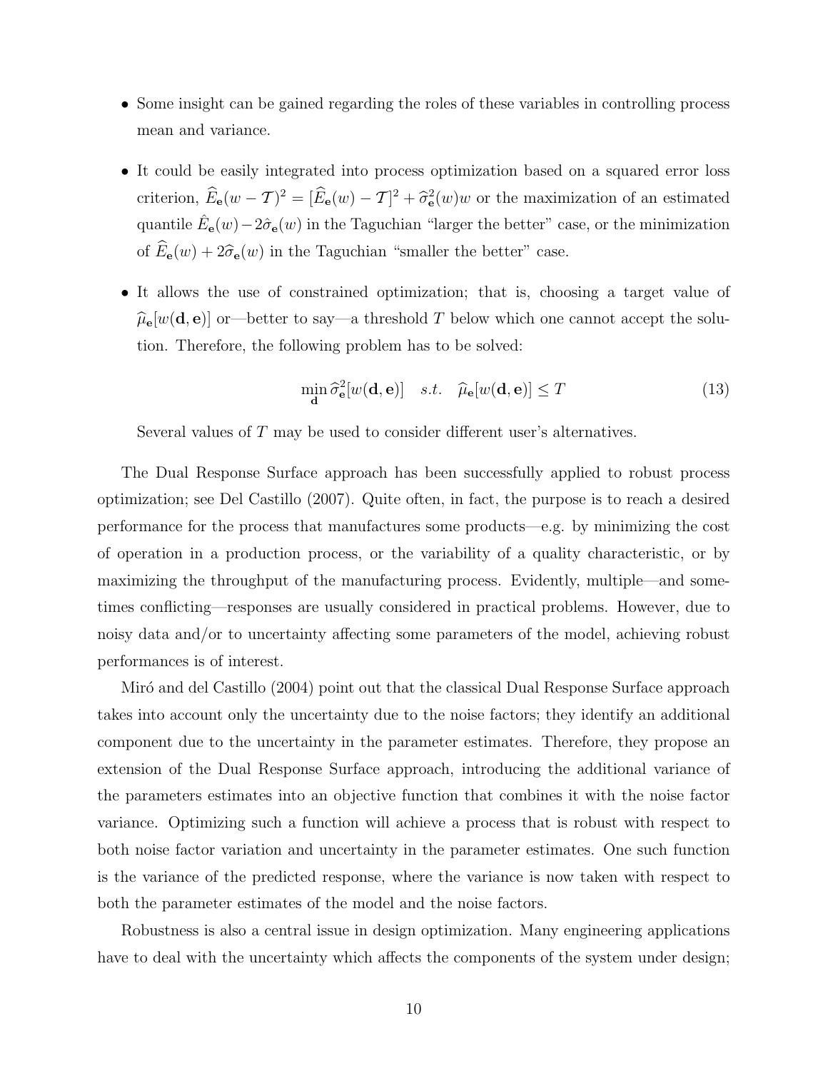- Some insight can be gained regarding the roles of these variables in controlling process mean and variance.

- It could be easily integrated into process optimization based on a squared error loss criterion, $\widehat{E}_{\mathbf{e}}(w - \mathcal{T})^2 = [\widehat{E}_{\mathbf{e}}(w) - \mathcal{T}]^2 + \widehat{\sigma}^2_{\mathbf{e}}(w)w$ or the maximization of an estimated quantile $\hat{E}_{\mathbf{e}}(w) - 2\hat{\sigma}_{\mathbf{e}}(w)$ in the Taguchian "larger the better" case, or the minimization of $\widehat{E}_{\mathbf{e}}(w) + 2\widehat{\sigma}_{\mathbf{e}}(w)$ in the Taguchian "smaller the better" case.

- It allows the use of constrained optimization; that is, choosing a target value of $\widehat{\mu}_{\mathbf{e}}[w(\mathbf{d}, \mathbf{e})]$ or—better to say—a threshold $T$ below which one cannot accept the solution. Therefore, the following problem has to be solved:

$$\min_{\mathbf{d}} \widehat{\sigma}^2_{\mathbf{e}}[w(\mathbf{d}, \mathbf{e})] \quad s.t. \quad \widehat{\mu}_{\mathbf{e}}[w(\mathbf{d}, \mathbf{e})] \leq T \tag{13}$$

  Several values of $T$ may be used to consider different user's alternatives.

The Dual Response Surface approach has been successfully applied to robust process optimization; see Del Castillo (2007). Quite often, in fact, the purpose is to reach a desired performance for the process that manufactures some products—e.g. by minimizing the cost of operation in a production process, or the variability of a quality characteristic, or by maximizing the throughput of the manufacturing process. Evidently, multiple—and sometimes conflicting—responses are usually considered in practical problems. However, due to noisy data and/or to uncertainty affecting some parameters of the model, achieving robust performances is of interest.

Miró and del Castillo (2004) point out that the classical Dual Response Surface approach takes into account only the uncertainty due to the noise factors; they identify an additional component due to the uncertainty in the parameter estimates. Therefore, they propose an extension of the Dual Response Surface approach, introducing the additional variance of the parameters estimates into an objective function that combines it with the noise factor variance. Optimizing such a function will achieve a process that is robust with respect to both noise factor variation and uncertainty in the parameter estimates. One such function is the variance of the predicted response, where the variance is now taken with respect to both the parameter estimates of the model and the noise factors.

Robustness is also a central issue in design optimization. Many engineering applications have to deal with the uncertainty which affects the components of the system under design;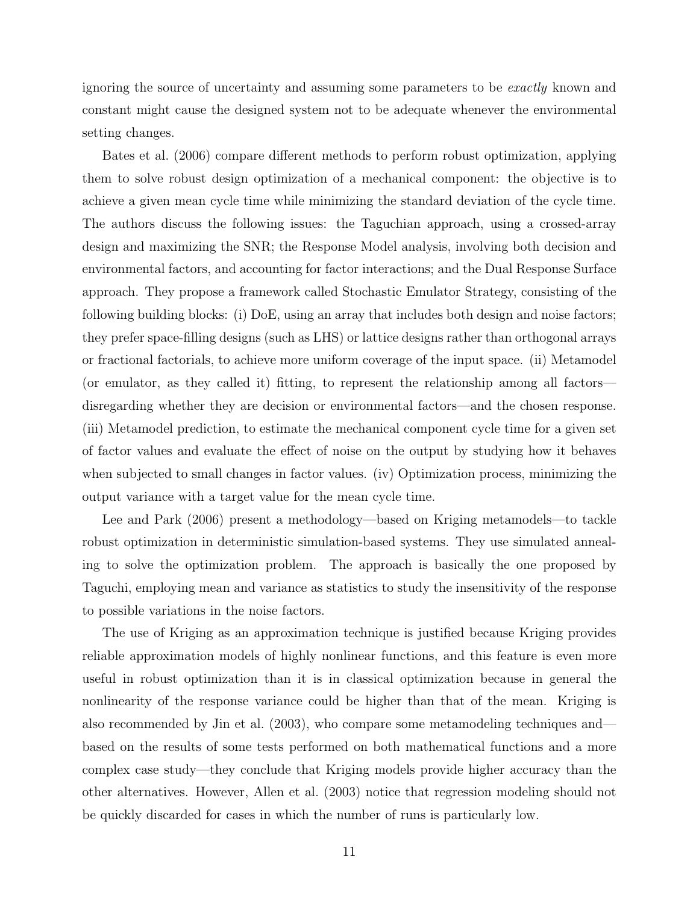ignoring the source of uncertainty and assuming some parameters to be *exactly* known and constant might cause the designed system not to be adequate whenever the environmental setting changes.

Bates et al. (2006) compare different methods to perform robust optimization, applying them to solve robust design optimization of a mechanical component: the objective is to achieve a given mean cycle time while minimizing the standard deviation of the cycle time. The authors discuss the following issues: the Taguchian approach, using a crossed-array design and maximizing the SNR; the Response Model analysis, involving both decision and environmental factors, and accounting for factor interactions; and the Dual Response Surface approach. They propose a framework called Stochastic Emulator Strategy, consisting of the following building blocks: (i) DoE, using an array that includes both design and noise factors; they prefer space-filling designs (such as LHS) or lattice designs rather than orthogonal arrays or fractional factorials, to achieve more uniform coverage of the input space. (ii) Metamodel (or emulator, as they called it) fitting, to represent the relationship among all factors—disregarding whether they are decision or environmental factors—and the chosen response. (iii) Metamodel prediction, to estimate the mechanical component cycle time for a given set of factor values and evaluate the effect of noise on the output by studying how it behaves when subjected to small changes in factor values. (iv) Optimization process, minimizing the output variance with a target value for the mean cycle time.

Lee and Park (2006) present a methodology—based on Kriging metamodels—to tackle robust optimization in deterministic simulation-based systems. They use simulated annealing to solve the optimization problem. The approach is basically the one proposed by Taguchi, employing mean and variance as statistics to study the insensitivity of the response to possible variations in the noise factors.

The use of Kriging as an approximation technique is justified because Kriging provides reliable approximation models of highly nonlinear functions, and this feature is even more useful in robust optimization than it is in classical optimization because in general the nonlinearity of the response variance could be higher than that of the mean. Kriging is also recommended by Jin et al. (2003), who compare some metamodeling techniques and—based on the results of some tests performed on both mathematical functions and a more complex case study—they conclude that Kriging models provide higher accuracy than the other alternatives. However, Allen et al. (2003) notice that regression modeling should not be quickly discarded for cases in which the number of runs is particularly low.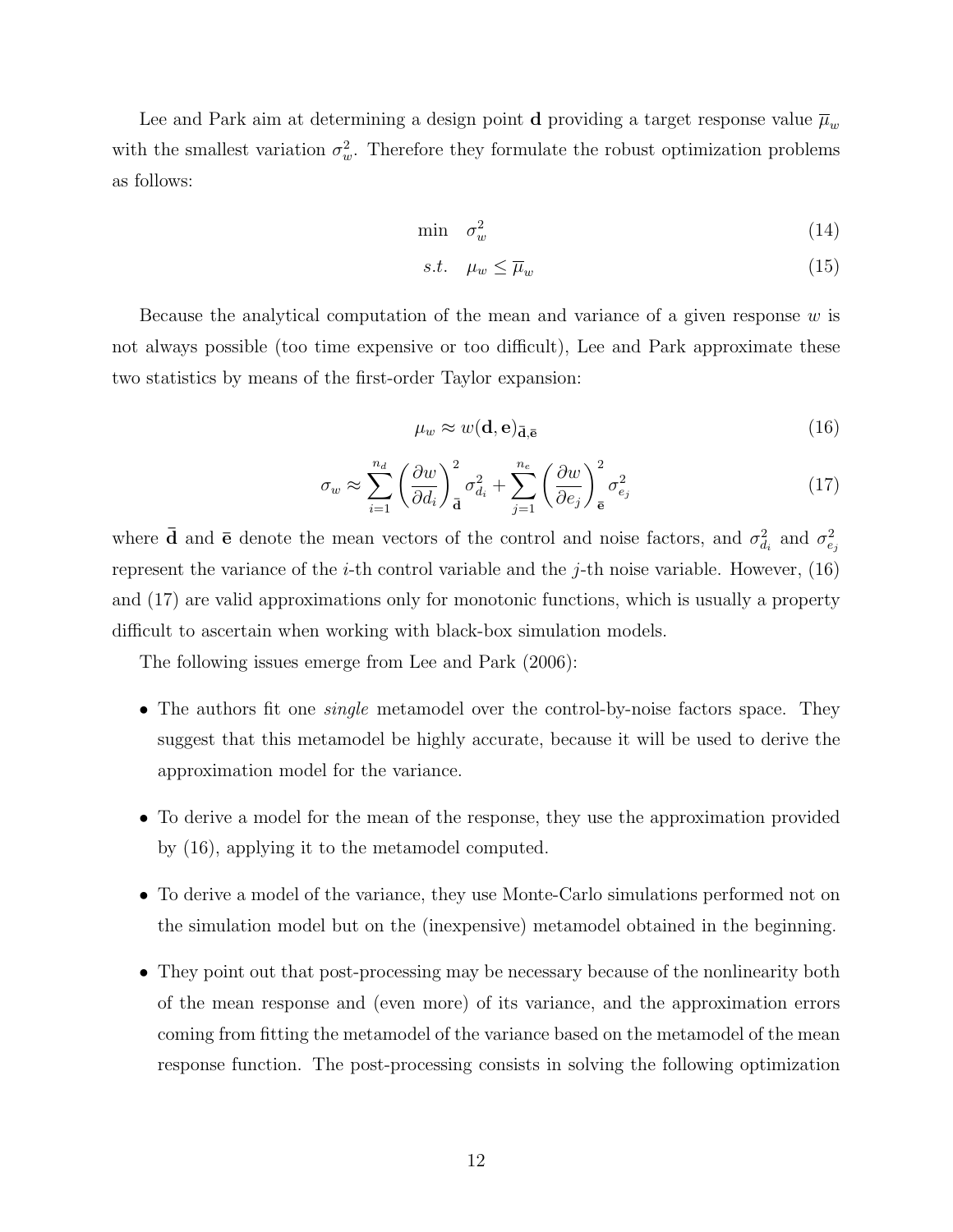Lee and Park aim at determining a design point $\mathbf{d}$ providing a target response value $\overline{\mu}_w$ with the smallest variation $\sigma_w^2$. Therefore they formulate the robust optimization problems as follows:

$$\min \quad \sigma_w^2 \tag{14}$$

$$s.t. \quad \mu_w \leq \overline{\mu}_w \tag{15}$$

Because the analytical computation of the mean and variance of a given response $w$ is not always possible (too time expensive or too difficult), Lee and Park approximate these two statistics by means of the first-order Taylor expansion:

$$\mu_w \approx w(\mathbf{d}, \mathbf{e})_{\bar{\mathbf{d}}, \bar{\mathbf{e}}} \tag{16}$$

$$\sigma_w \approx \sum_{i=1}^{n_d} \left( \frac{\partial w}{\partial d_i} \right)_{\bar{\mathbf{d}}}^2 \sigma_{d_i}^2 + \sum_{j=1}^{n_e} \left( \frac{\partial w}{\partial e_j} \right)_{\bar{\mathbf{e}}}^2 \sigma_{e_j}^2 \tag{17}$$

where $\bar{\mathbf{d}}$ and $\bar{\mathbf{e}}$ denote the mean vectors of the control and noise factors, and $\sigma_{d_i}^2$ and $\sigma_{e_j}^2$ represent the variance of the $i$-th control variable and the $j$-th noise variable. However, (16) and (17) are valid approximations only for monotonic functions, which is usually a property difficult to ascertain when working with black-box simulation models.

The following issues emerge from Lee and Park (2006):

- The authors fit one *single* metamodel over the control-by-noise factors space. They suggest that this metamodel be highly accurate, because it will be used to derive the approximation model for the variance.

- To derive a model for the mean of the response, they use the approximation provided by (16), applying it to the metamodel computed.

- To derive a model of the variance, they use Monte-Carlo simulations performed not on the simulation model but on the (inexpensive) metamodel obtained in the beginning.

- They point out that post-processing may be necessary because of the nonlinearity both of the mean response and (even more) of its variance, and the approximation errors coming from fitting the metamodel of the variance based on the metamodel of the mean response function. The post-processing consists in solving the following optimization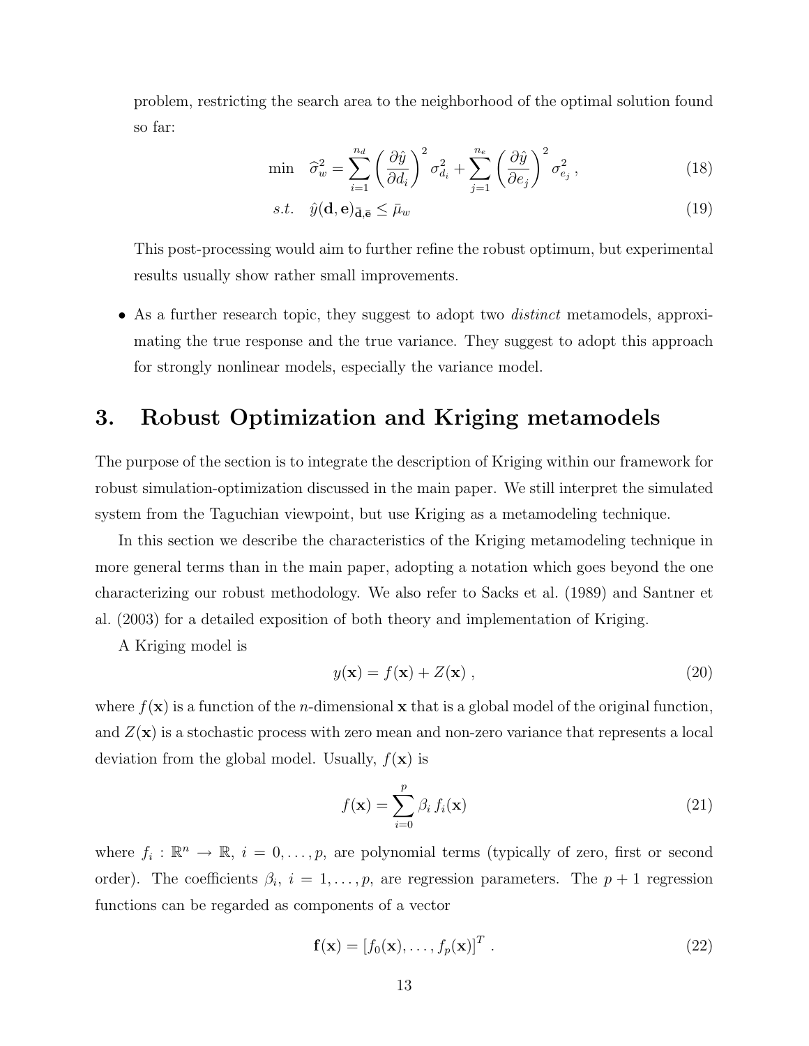problem, restricting the search area to the neighborhood of the optimal solution found so far:

$$\min \quad \widehat{\sigma}_w^2 = \sum_{i=1}^{n_d} \left( \frac{\partial \hat{y}}{\partial d_i} \right)^2 \sigma_{d_i}^2 + \sum_{j=1}^{n_e} \left( \frac{\partial \hat{y}}{\partial e_j} \right)^2 \sigma_{e_j}^2 \, , \tag{18}$$

$$s.t. \quad \hat{y}(\mathbf{d}, \mathbf{e})_{\bar{\mathbf{d}}, \bar{\mathbf{e}}} \leq \bar{\mu}_w \tag{19}$$

This post-processing would aim to further refine the robust optimum, but experimental results usually show rather small improvements.

- As a further research topic, they suggest to adopt two *distinct* metamodels, approximating the true response and the true variance. They suggest to adopt this approach for strongly nonlinear models, especially the variance model.

# 3. Robust Optimization and Kriging metamodels

The purpose of the section is to integrate the description of Kriging within our framework for robust simulation-optimization discussed in the main paper. We still interpret the simulated system from the Taguchian viewpoint, but use Kriging as a metamodeling technique.

In this section we describe the characteristics of the Kriging metamodeling technique in more general terms than in the main paper, adopting a notation which goes beyond the one characterizing our robust methodology. We also refer to Sacks et al. (1989) and Santner et al. (2003) for a detailed exposition of both theory and implementation of Kriging.

A Kriging model is

$$y(\mathbf{x}) = f(\mathbf{x}) + Z(\mathbf{x}) \, , \tag{20}$$

where $f(\mathbf{x})$ is a function of the $n$-dimensional $\mathbf{x}$ that is a global model of the original function, and $Z(\mathbf{x})$ is a stochastic process with zero mean and non-zero variance that represents a local deviation from the global model. Usually, $f(\mathbf{x})$ is

$$f(\mathbf{x}) = \sum_{i=0}^{p} \beta_i \, f_i(\mathbf{x}) \tag{21}$$

where $f_i : \mathbb{R}^n \to \mathbb{R}$, $i = 0, \ldots, p$, are polynomial terms (typically of zero, first or second order). The coefficients $\beta_i$, $i = 1, \ldots, p$, are regression parameters. The $p + 1$ regression functions can be regarded as components of a vector

$$\mathbf{f}(\mathbf{x}) = \left[ f_0(\mathbf{x}), \ldots, f_p(\mathbf{x}) \right]^T \, . \tag{22}$$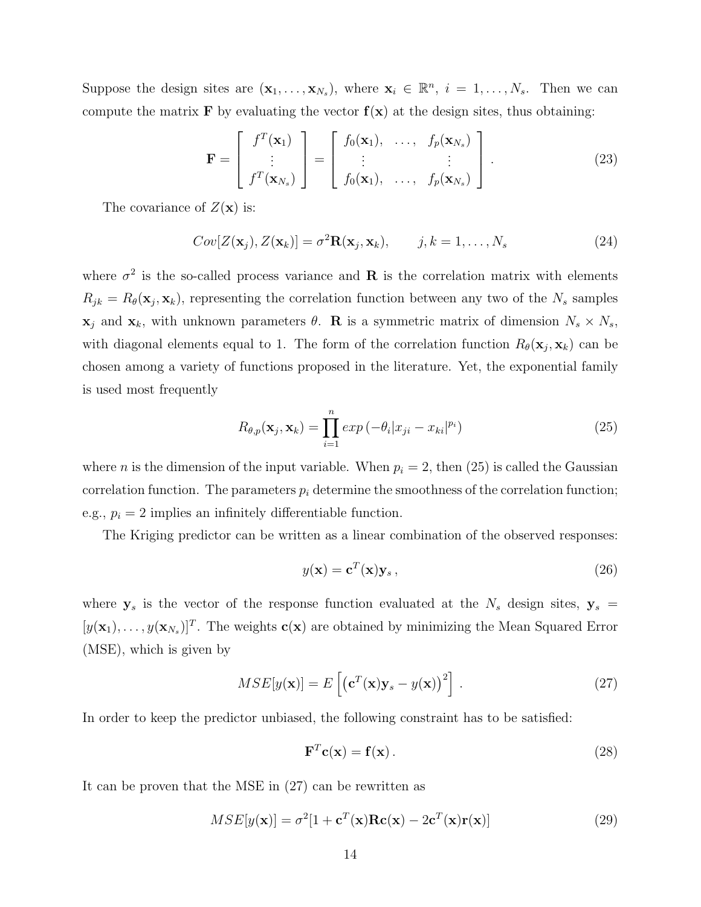Suppose the design sites are $(\mathbf{x}_1, \ldots, \mathbf{x}_{N_s})$, where $\mathbf{x}_i \in \mathbb{R}^n$, $i = 1, \ldots, N_s$. Then we can compute the matrix $\mathbf{F}$ by evaluating the vector $\mathbf{f}(\mathbf{x})$ at the design sites, thus obtaining:

$$\mathbf{F} = \begin{bmatrix} f^T(\mathbf{x}_1) \\ \vdots \\ f^T(\mathbf{x}_{N_s}) \end{bmatrix} = \begin{bmatrix} f_0(\mathbf{x}_1), & \ldots, & f_p(\mathbf{x}_{N_s}) \\ \vdots & & \vdots \\ f_0(\mathbf{x}_1), & \ldots, & f_p(\mathbf{x}_{N_s}) \end{bmatrix}. \tag{23}$$

The covariance of $Z(\mathbf{x})$ is:

$$Cov[Z(\mathbf{x}_j), Z(\mathbf{x}_k)] = \sigma^2 \mathbf{R}(\mathbf{x}_j, \mathbf{x}_k), \qquad j, k = 1, \ldots, N_s \tag{24}$$

where $\sigma^2$ is the so-called process variance and $\mathbf{R}$ is the correlation matrix with elements $R_{jk} = R_\theta(\mathbf{x}_j, \mathbf{x}_k)$, representing the correlation function between any two of the $N_s$ samples $\mathbf{x}_j$ and $\mathbf{x}_k$, with unknown parameters $\theta$. $\mathbf{R}$ is a symmetric matrix of dimension $N_s \times N_s$, with diagonal elements equal to 1. The form of the correlation function $R_\theta(\mathbf{x}_j, \mathbf{x}_k)$ can be chosen among a variety of functions proposed in the literature. Yet, the exponential family is used most frequently

$$R_{\theta,p}(\mathbf{x}_j, \mathbf{x}_k) = \prod_{i=1}^{n} exp\left(-\theta_i |x_{ji} - x_{ki}|^{p_i}\right) \tag{25}$$

where $n$ is the dimension of the input variable. When $p_i = 2$, then (25) is called the Gaussian correlation function. The parameters $p_i$ determine the smoothness of the correlation function; e.g., $p_i = 2$ implies an infinitely differentiable function.

The Kriging predictor can be written as a linear combination of the observed responses:

$$y(\mathbf{x}) = \mathbf{c}^T(\mathbf{x})\mathbf{y}_s\,, \tag{26}$$

where $\mathbf{y}_s$ is the vector of the response function evaluated at the $N_s$ design sites, $\mathbf{y}_s = [y(\mathbf{x}_1), \ldots, y(\mathbf{x}_{N_s})]^T$. The weights $\mathbf{c}(\mathbf{x})$ are obtained by minimizing the Mean Squared Error (MSE), which is given by

$$MSE[y(\mathbf{x})] = E\left[\left(\mathbf{c}^T(\mathbf{x})\mathbf{y}_s - y(\mathbf{x})\right)^2\right]. \tag{27}$$

In order to keep the predictor unbiased, the following constraint has to be satisfied:

$$\mathbf{F}^T\mathbf{c}(\mathbf{x}) = \mathbf{f}(\mathbf{x})\,. \tag{28}$$

It can be proven that the MSE in (27) can be rewritten as

$$MSE[y(\mathbf{x})] = \sigma^2[1 + \mathbf{c}^T(\mathbf{x})\mathbf{R}\mathbf{c}(\mathbf{x}) - 2\mathbf{c}^T(\mathbf{x})\mathbf{r}(\mathbf{x})] \tag{29}$$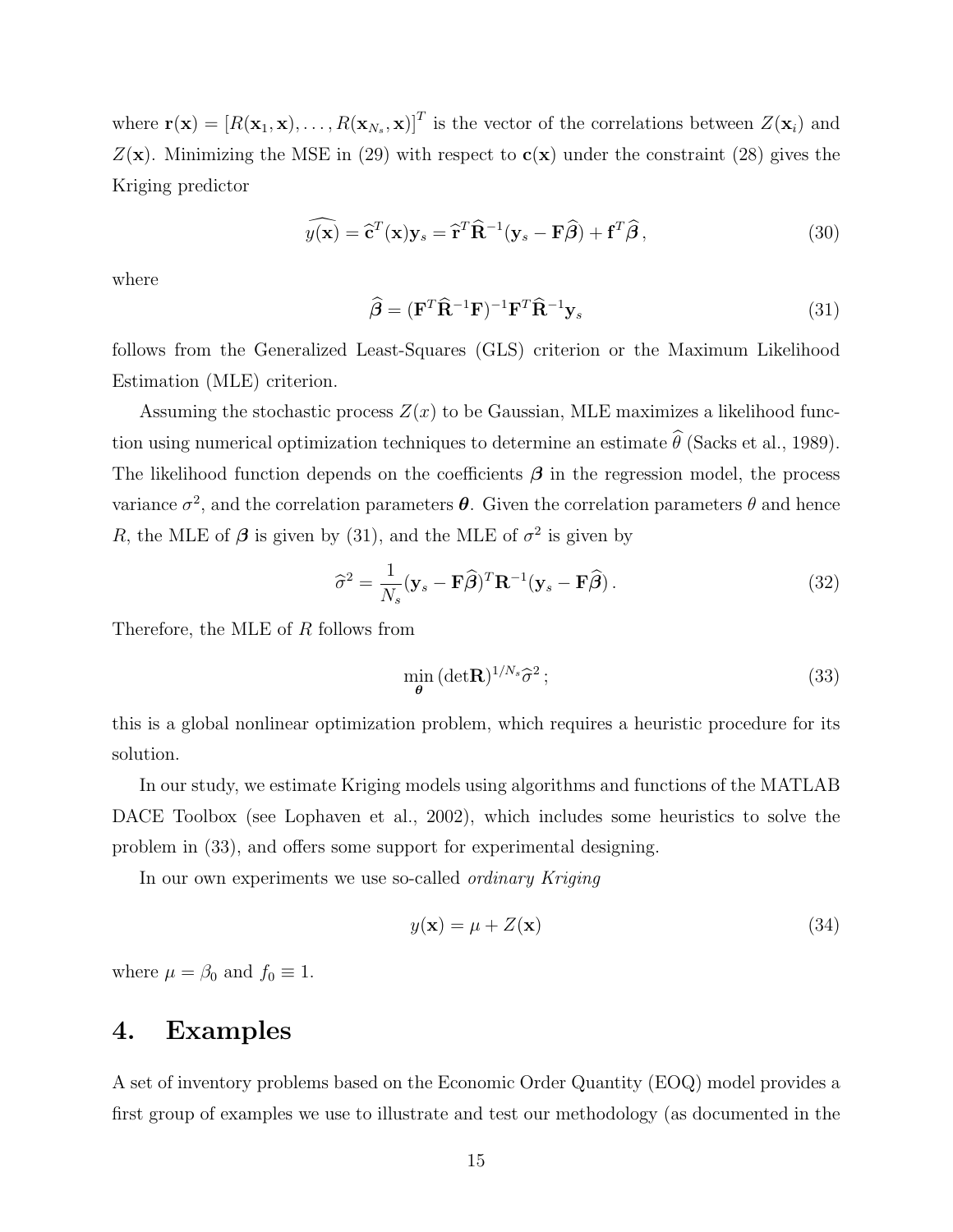where $\mathbf{r}(\mathbf{x}) = [R(\mathbf{x}_1, \mathbf{x}), \ldots, R(\mathbf{x}_{N_s}, \mathbf{x})]^T$ is the vector of the correlations between $Z(\mathbf{x}_i)$ and $Z(\mathbf{x})$. Minimizing the MSE in (29) with respect to $\mathbf{c}(\mathbf{x})$ under the constraint (28) gives the Kriging predictor

$$\widehat{y(\mathbf{x})} = \widehat{\mathbf{c}}^T(\mathbf{x})\mathbf{y}_s = \widehat{\mathbf{r}}^T \widehat{\mathbf{R}}^{-1}(\mathbf{y}_s - \mathbf{F}\widehat{\boldsymbol{\beta}}) + \mathbf{f}^T \widehat{\boldsymbol{\beta}}\,, \tag{30}$$

where

$$\widehat{\boldsymbol{\beta}} = (\mathbf{F}^T \widehat{\mathbf{R}}^{-1} \mathbf{F})^{-1} \mathbf{F}^T \widehat{\mathbf{R}}^{-1} \mathbf{y}_s \tag{31}$$

follows from the Generalized Least-Squares (GLS) criterion or the Maximum Likelihood Estimation (MLE) criterion.

Assuming the stochastic process $Z(x)$ to be Gaussian, MLE maximizes a likelihood function using numerical optimization techniques to determine an estimate $\widehat{\theta}$ (Sacks et al., 1989). The likelihood function depends on the coefficients $\boldsymbol{\beta}$ in the regression model, the process variance $\sigma^2$, and the correlation parameters $\boldsymbol{\theta}$. Given the correlation parameters $\theta$ and hence $R$, the MLE of $\boldsymbol{\beta}$ is given by (31), and the MLE of $\sigma^2$ is given by

$$\widehat{\sigma}^2 = \frac{1}{N_s}(\mathbf{y}_s - \mathbf{F}\widehat{\boldsymbol{\beta}})^T \mathbf{R}^{-1} (\mathbf{y}_s - \mathbf{F}\widehat{\boldsymbol{\beta}})\,. \tag{32}$$

Therefore, the MLE of $R$ follows from

$$\min_{\boldsymbol{\theta}} \, (\det \mathbf{R})^{1/N_s} \widehat{\sigma}^2\,; \tag{33}$$

this is a global nonlinear optimization problem, which requires a heuristic procedure for its solution.

In our study, we estimate Kriging models using algorithms and functions of the MATLAB DACE Toolbox (see Lophaven et al., 2002), which includes some heuristics to solve the problem in (33), and offers some support for experimental designing.

In our own experiments we use so-called *ordinary Kriging*

$$y(\mathbf{x}) = \mu + Z(\mathbf{x}) \tag{34}$$

where $\mu = \beta_0$ and $f_0 \equiv 1$.

# 4. Examples

A set of inventory problems based on the Economic Order Quantity (EOQ) model provides a first group of examples we use to illustrate and test our methodology (as documented in the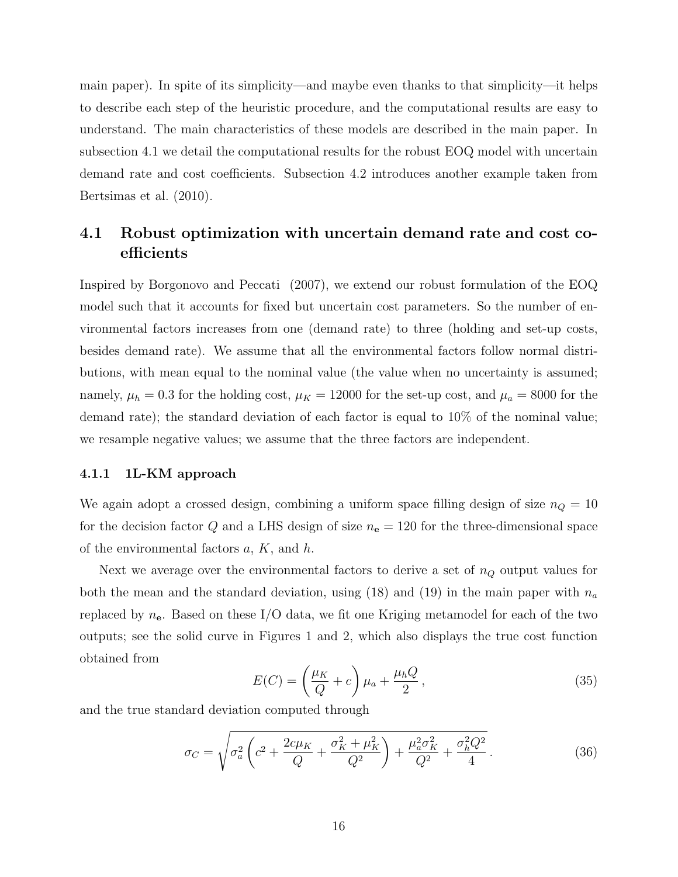main paper). In spite of its simplicity—and maybe even thanks to that simplicity—it helps to describe each step of the heuristic procedure, and the computational results are easy to understand. The main characteristics of these models are described in the main paper. In subsection 4.1 we detail the computational results for the robust EOQ model with uncertain demand rate and cost coefficients. Subsection 4.2 introduces another example taken from Bertsimas et al. (2010).

## 4.1 Robust optimization with uncertain demand rate and cost coefficients

Inspired by Borgonovo and Peccati (2007), we extend our robust formulation of the EOQ model such that it accounts for fixed but uncertain cost parameters. So the number of environmental factors increases from one (demand rate) to three (holding and set-up costs, besides demand rate). We assume that all the environmental factors follow normal distributions, with mean equal to the nominal value (the value when no uncertainty is assumed; namely, $\mu_h = 0.3$ for the holding cost, $\mu_K = 12000$ for the set-up cost, and $\mu_a = 8000$ for the demand rate); the standard deviation of each factor is equal to 10% of the nominal value; we resample negative values; we assume that the three factors are independent.

### 4.1.1 1L-KM approach

We again adopt a crossed design, combining a uniform space filling design of size $n_Q = 10$ for the decision factor $Q$ and a LHS design of size $n_{\mathbf{e}} = 120$ for the three-dimensional space of the environmental factors $a$, $K$, and $h$.

Next we average over the environmental factors to derive a set of $n_Q$ output values for both the mean and the standard deviation, using (18) and (19) in the main paper with $n_a$ replaced by $n_{\mathbf{e}}$. Based on these I/O data, we fit one Kriging metamodel for each of the two outputs; see the solid curve in Figures 1 and 2, which also displays the true cost function obtained from

$$E(C) = \left(\frac{\mu_K}{Q} + c\right)\mu_a + \frac{\mu_h Q}{2}\,, \tag{35}$$

and the true standard deviation computed through

$$\sigma_C = \sqrt{\sigma_a^2\left(c^2 + \frac{2c\mu_K}{Q} + \frac{\sigma_K^2 + \mu_K^2}{Q^2}\right) + \frac{\mu_a^2\sigma_K^2}{Q^2} + \frac{\sigma_h^2 Q^2}{4}}\,. \tag{36}$$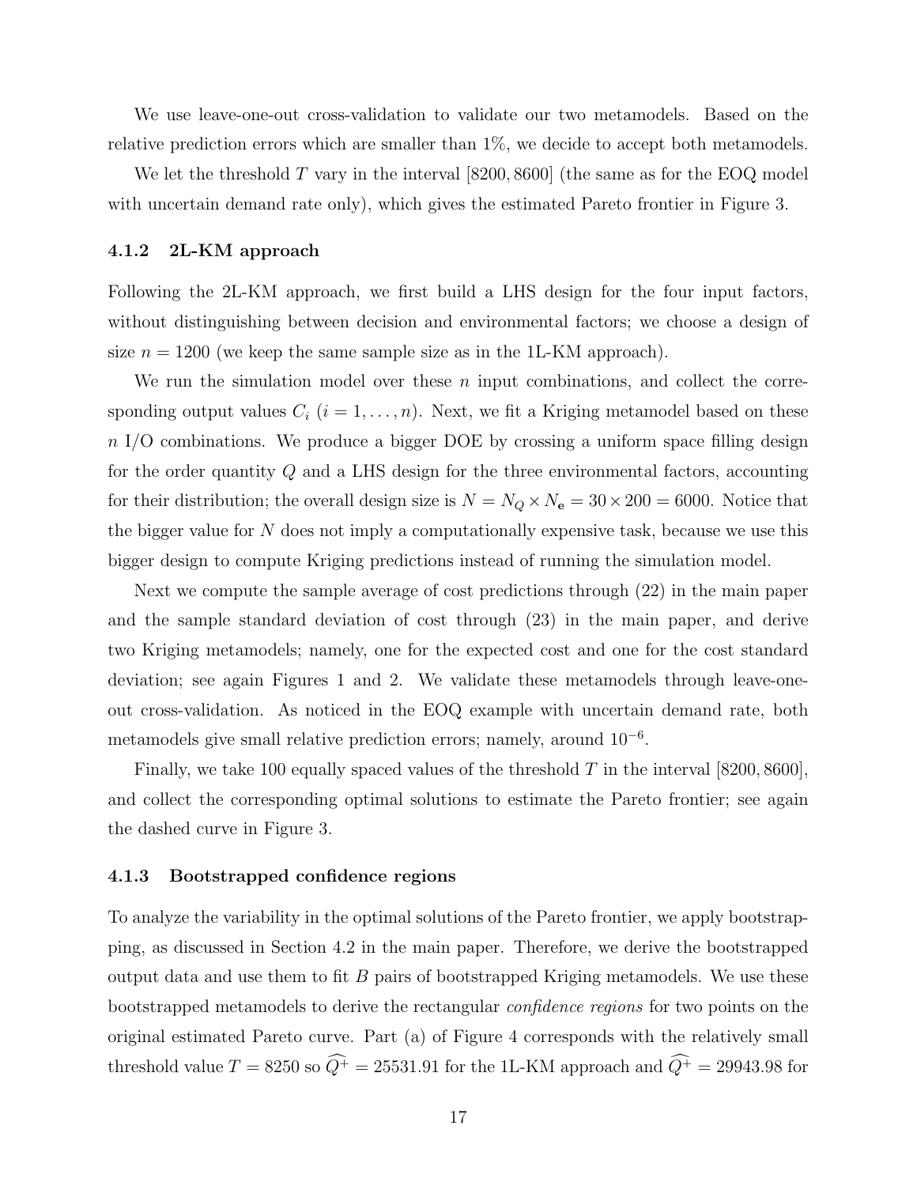We use leave-one-out cross-validation to validate our two metamodels. Based on the relative prediction errors which are smaller than 1%, we decide to accept both metamodels.

We let the threshold $T$ vary in the interval $[8200, 8600]$ (the same as for the EOQ model with uncertain demand rate only), which gives the estimated Pareto frontier in Figure 3.

#### 4.1.2 2L-KM approach

Following the 2L-KM approach, we first build a LHS design for the four input factors, without distinguishing between decision and environmental factors; we choose a design of size $n = 1200$ (we keep the same sample size as in the 1L-KM approach).

We run the simulation model over these $n$ input combinations, and collect the corresponding output values $C_i$ $(i = 1, \ldots, n)$. Next, we fit a Kriging metamodel based on these $n$ I/O combinations. We produce a bigger DOE by crossing a uniform space filling design for the order quantity $Q$ and a LHS design for the three environmental factors, accounting for their distribution; the overall design size is $N = N_Q \times N_{\mathbf{e}} = 30 \times 200 = 6000$. Notice that the bigger value for $N$ does not imply a computationally expensive task, because we use this bigger design to compute Kriging predictions instead of running the simulation model.

Next we compute the sample average of cost predictions through (22) in the main paper and the sample standard deviation of cost through (23) in the main paper, and derive two Kriging metamodels; namely, one for the expected cost and one for the cost standard deviation; see again Figures 1 and 2. We validate these metamodels through leave-one-out cross-validation. As noticed in the EOQ example with uncertain demand rate, both metamodels give small relative prediction errors; namely, around $10^{-6}$.

Finally, we take 100 equally spaced values of the threshold $T$ in the interval $[8200, 8600]$, and collect the corresponding optimal solutions to estimate the Pareto frontier; see again the dashed curve in Figure 3.

#### 4.1.3 Bootstrapped confidence regions

To analyze the variability in the optimal solutions of the Pareto frontier, we apply bootstrapping, as discussed in Section 4.2 in the main paper. Therefore, we derive the bootstrapped output data and use them to fit $B$ pairs of bootstrapped Kriging metamodels. We use these bootstrapped metamodels to derive the rectangular *confidence regions* for two points on the original estimated Pareto curve. Part (a) of Figure 4 corresponds with the relatively small threshold value $T = 8250$ so $\widehat{Q^+} = 25531.91$ for the 1L-KM approach and $\widehat{Q^+} = 29943.98$ for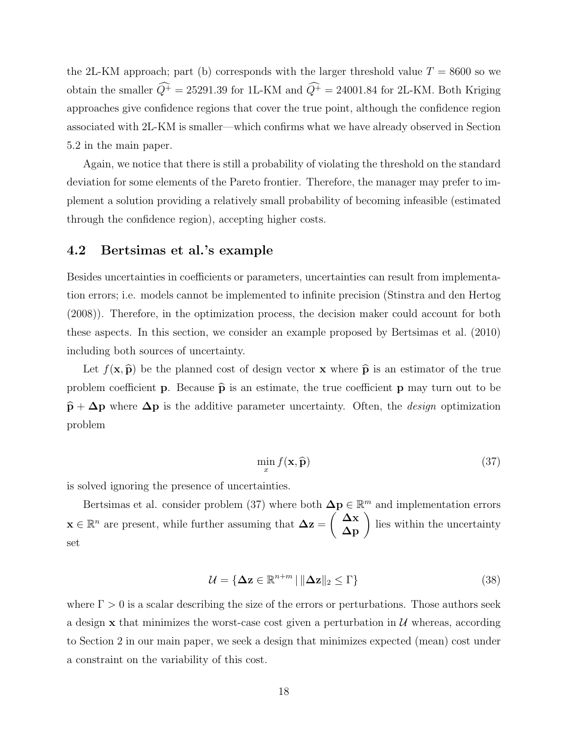the 2L-KM approach; part (b) corresponds with the larger threshold value $T = 8600$ so we obtain the smaller $\widehat{Q^+} = 25291.39$ for 1L-KM and $\widehat{Q^+} = 24001.84$ for 2L-KM. Both Kriging approaches give confidence regions that cover the true point, although the confidence region associated with 2L-KM is smaller—which confirms what we have already observed in Section 5.2 in the main paper.

Again, we notice that there is still a probability of violating the threshold on the standard deviation for some elements of the Pareto frontier. Therefore, the manager may prefer to implement a solution providing a relatively small probability of becoming infeasible (estimated through the confidence region), accepting higher costs.

## 4.2 Bertsimas et al.'s example

Besides uncertainties in coefficients or parameters, uncertainties can result from implementation errors; i.e. models cannot be implemented to infinite precision (Stinstra and den Hertog (2008)). Therefore, in the optimization process, the decision maker could account for both these aspects. In this section, we consider an example proposed by Bertsimas et al. (2010) including both sources of uncertainty.

Let $f(\mathbf{x}, \widehat{\mathbf{p}})$ be the planned cost of design vector $\mathbf{x}$ where $\widehat{\mathbf{p}}$ is an estimator of the true problem coefficient $\mathbf{p}$. Because $\widehat{\mathbf{p}}$ is an estimate, the true coefficient $\mathbf{p}$ may turn out to be $\widehat{\mathbf{p}} + \mathbf{\Delta p}$ where $\mathbf{\Delta p}$ is the additive parameter uncertainty. Often, the *design* optimization problem

$$\min_{x} f(\mathbf{x}, \widehat{\mathbf{p}}) \tag{37}$$

is solved ignoring the presence of uncertainties.

Bertsimas et al. consider problem (37) where both $\mathbf{\Delta p} \in \mathbb{R}^m$ and implementation errors $\mathbf{x} \in \mathbb{R}^n$ are present, while further assuming that $\mathbf{\Delta z} = \begin{pmatrix} \mathbf{\Delta x} \\ \mathbf{\Delta p} \end{pmatrix}$ lies within the uncertainty set

$$\mathcal{U} = \{\mathbf{\Delta z} \in \mathbb{R}^{n+m} \mid \|\mathbf{\Delta z}\|_2 \leq \Gamma\} \tag{38}$$

where $\Gamma > 0$ is a scalar describing the size of the errors or perturbations. Those authors seek a design $\mathbf{x}$ that minimizes the worst-case cost given a perturbation in $\mathcal{U}$ whereas, according to Section 2 in our main paper, we seek a design that minimizes expected (mean) cost under a constraint on the variability of this cost.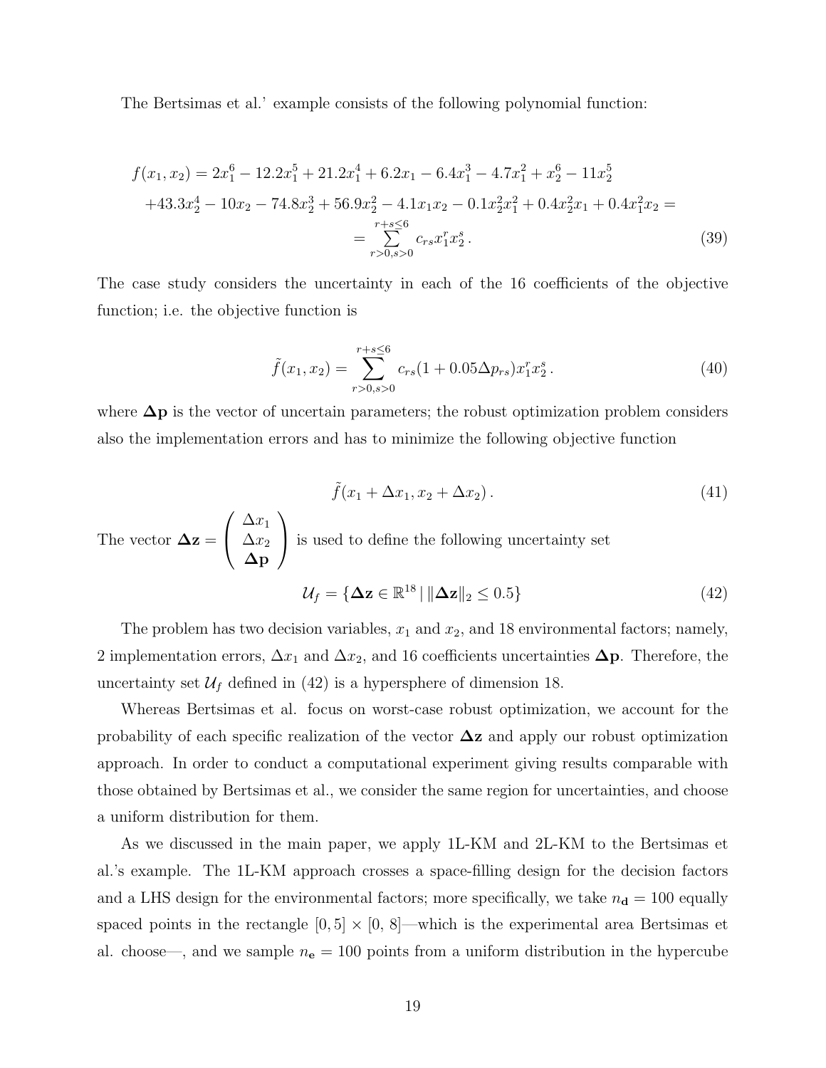The Bertsimas et al.' example consists of the following polynomial function:

$$
\begin{aligned}
f(x_1, x_2) &= 2x_1^6 - 12.2x_1^5 + 21.2x_1^4 + 6.2x_1 - 6.4x_1^3 - 4.7x_1^2 + x_2^6 - 11x_2^5 \\
&+ 43.3x_2^4 - 10x_2 - 74.8x_2^3 + 56.9x_2^2 - 4.1x_1x_2 - 0.1x_2^2x_1^2 + 0.4x_2^2x_1 + 0.4x_1^2x_2 = \\
&= \sum_{r>0,s>0}^{r+s\leq 6} c_{rs}x_1^r x_2^s \,. 
\end{aligned} \tag{39}
$$

The case study considers the uncertainty in each of the 16 coefficients of the objective function; i.e. the objective function is

$$
\tilde{f}(x_1, x_2) = \sum_{r>0,s>0}^{r+s\leq 6} c_{rs}(1 + 0.05\Delta p_{rs})x_1^r x_2^s \,. \tag{40}
$$

where $\mathbf{\Delta p}$ is the vector of uncertain parameters; the robust optimization problem considers also the implementation errors and has to minimize the following objective function

$$
\tilde{f}(x_1 + \Delta x_1, x_2 + \Delta x_2) \,. \tag{41}
$$

The vector $\mathbf{\Delta z} = \begin{pmatrix} \Delta x_1 \\ \Delta x_2 \\ \mathbf{\Delta p} \end{pmatrix}$ is used to define the following uncertainty set

$$
\mathcal{U}_f = \{\mathbf{\Delta z} \in \mathbb{R}^{18} \,|\, \|\mathbf{\Delta z}\|_2 \leq 0.5\} \tag{42}
$$

The problem has two decision variables, $x_1$ and $x_2$, and 18 environmental factors; namely, 2 implementation errors, $\Delta x_1$ and $\Delta x_2$, and 16 coefficients uncertainties $\mathbf{\Delta p}$. Therefore, the uncertainty set $\mathcal{U}_f$ defined in (42) is a hypersphere of dimension 18.

Whereas Bertsimas et al. focus on worst-case robust optimization, we account for the probability of each specific realization of the vector $\mathbf{\Delta z}$ and apply our robust optimization approach. In order to conduct a computational experiment giving results comparable with those obtained by Bertsimas et al., we consider the same region for uncertainties, and choose a uniform distribution for them.

As we discussed in the main paper, we apply 1L-KM and 2L-KM to the Bertsimas et al.'s example. The 1L-KM approach crosses a space-filling design for the decision factors and a LHS design for the environmental factors; more specifically, we take $n_{\mathbf{d}} = 100$ equally spaced points in the rectangle $[0, 5] \times [0, 8]$—which is the experimental area Bertsimas et al. choose—, and we sample $n_{\mathbf{e}} = 100$ points from a uniform distribution in the hypercube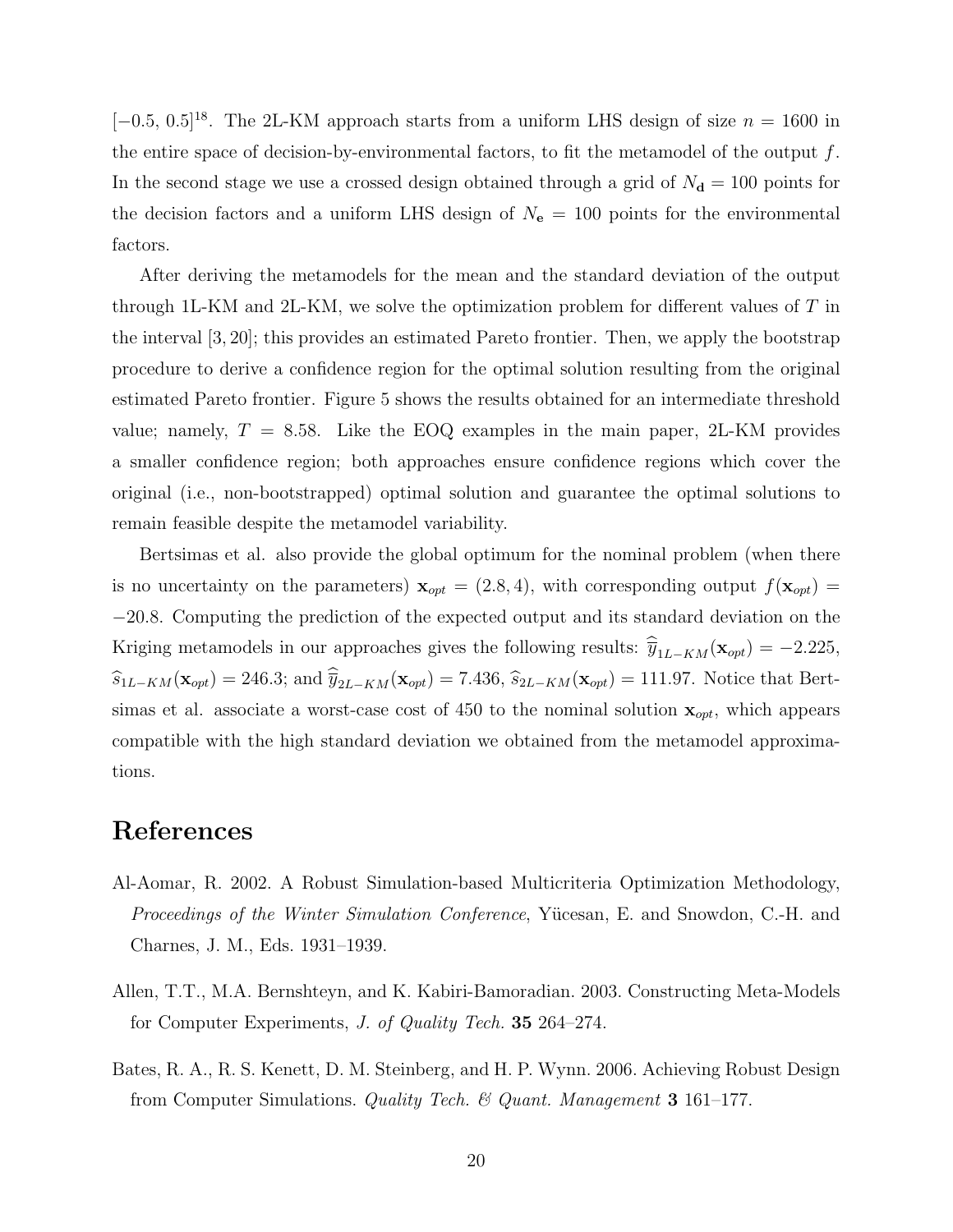$[-0.5, 0.5]^{18}$. The 2L-KM approach starts from a uniform LHS design of size $n = 1600$ in the entire space of decision-by-environmental factors, to fit the metamodel of the output $f$. In the second stage we use a crossed design obtained through a grid of $N_{\mathbf{d}} = 100$ points for the decision factors and a uniform LHS design of $N_{\mathbf{e}} = 100$ points for the environmental factors.

After deriving the metamodels for the mean and the standard deviation of the output through 1L-KM and 2L-KM, we solve the optimization problem for different values of $T$ in the interval $[3, 20]$; this provides an estimated Pareto frontier. Then, we apply the bootstrap procedure to derive a confidence region for the optimal solution resulting from the original estimated Pareto frontier. Figure 5 shows the results obtained for an intermediate threshold value; namely, $T = 8.58$. Like the EOQ examples in the main paper, 2L-KM provides a smaller confidence region; both approaches ensure confidence regions which cover the original (i.e., non-bootstrapped) optimal solution and guarantee the optimal solutions to remain feasible despite the metamodel variability.

Bertsimas et al. also provide the global optimum for the nominal problem (when there is no uncertainty on the parameters) $\mathbf{x}_{opt} = (2.8, 4)$, with corresponding output $f(\mathbf{x}_{opt}) = -20.8$. Computing the prediction of the expected output and its standard deviation on the Kriging metamodels in our approaches gives the following results: $\widehat{\overline{y}}_{1L-KM}(\mathbf{x}_{opt}) = -2.225$, $\widehat{s}_{1L-KM}(\mathbf{x}_{opt}) = 246.3$; and $\widehat{\overline{y}}_{2L-KM}(\mathbf{x}_{opt}) = 7.436$, $\widehat{s}_{2L-KM}(\mathbf{x}_{opt}) = 111.97$. Notice that Bertsimas et al. associate a worst-case cost of 450 to the nominal solution $\mathbf{x}_{opt}$, which appears compatible with the high standard deviation we obtained from the metamodel approximations.

# References

Al-Aomar, R. 2002. A Robust Simulation-based Multicriteria Optimization Methodology, *Proceedings of the Winter Simulation Conference*, Yücesan, E. and Snowdon, C.-H. and Charnes, J. M., Eds. 1931–1939.

Allen, T.T., M.A. Bernshteyn, and K. Kabiri-Bamoradian. 2003. Constructing Meta-Models for Computer Experiments, *J. of Quality Tech.* **35** 264–274.

Bates, R. A., R. S. Kenett, D. M. Steinberg, and H. P. Wynn. 2006. Achieving Robust Design from Computer Simulations. *Quality Tech. & Quant. Management* **3** 161–177.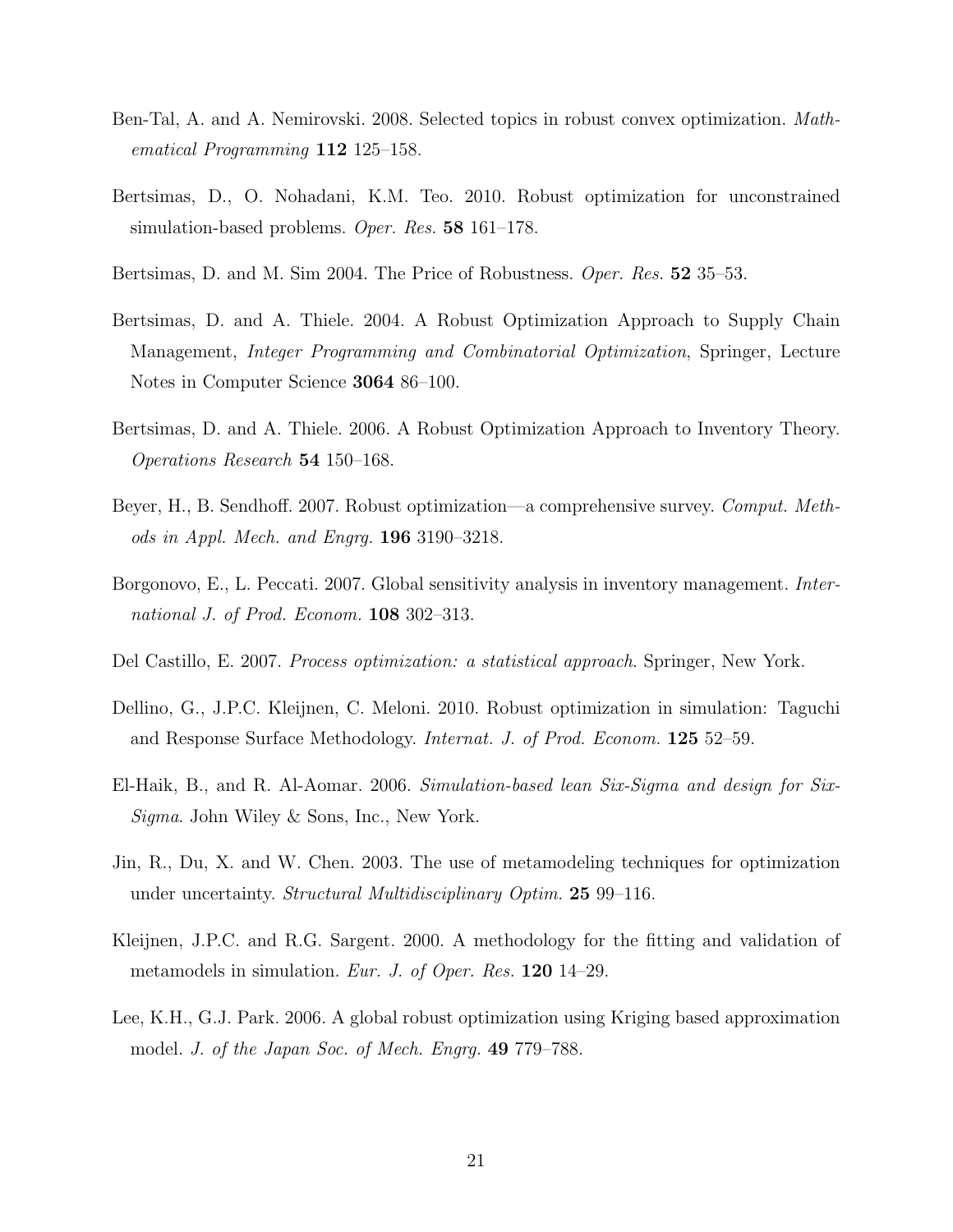Ben-Tal, A. and A. Nemirovski. 2008. Selected topics in robust convex optimization. *Mathematical Programming* **112** 125–158.

Bertsimas, D., O. Nohadani, K.M. Teo. 2010. Robust optimization for unconstrained simulation-based problems. *Oper. Res.* **58** 161–178.

Bertsimas, D. and M. Sim 2004. The Price of Robustness. *Oper. Res.* **52** 35–53.

Bertsimas, D. and A. Thiele. 2004. A Robust Optimization Approach to Supply Chain Management, *Integer Programming and Combinatorial Optimization*, Springer, Lecture Notes in Computer Science **3064** 86–100.

Bertsimas, D. and A. Thiele. 2006. A Robust Optimization Approach to Inventory Theory. *Operations Research* **54** 150–168.

Beyer, H., B. Sendhoff. 2007. Robust optimization—a comprehensive survey. *Comput. Methods in Appl. Mech. and Engrg.* **196** 3190–3218.

Borgonovo, E., L. Peccati. 2007. Global sensitivity analysis in inventory management. *International J. of Prod. Econom.* **108** 302–313.

Del Castillo, E. 2007. *Process optimization: a statistical approach*. Springer, New York.

Dellino, G., J.P.C. Kleijnen, C. Meloni. 2010. Robust optimization in simulation: Taguchi and Response Surface Methodology. *Internat. J. of Prod. Econom.* **125** 52–59.

El-Haik, B., and R. Al-Aomar. 2006. *Simulation-based lean Six-Sigma and design for Six-Sigma*. John Wiley & Sons, Inc., New York.

Jin, R., Du, X. and W. Chen. 2003. The use of metamodeling techniques for optimization under uncertainty. *Structural Multidisciplinary Optim.* **25** 99–116.

Kleijnen, J.P.C. and R.G. Sargent. 2000. A methodology for the fitting and validation of metamodels in simulation. *Eur. J. of Oper. Res.* **120** 14–29.

Lee, K.H., G.J. Park. 2006. A global robust optimization using Kriging based approximation model. *J. of the Japan Soc. of Mech. Engrg.* **49** 779–788.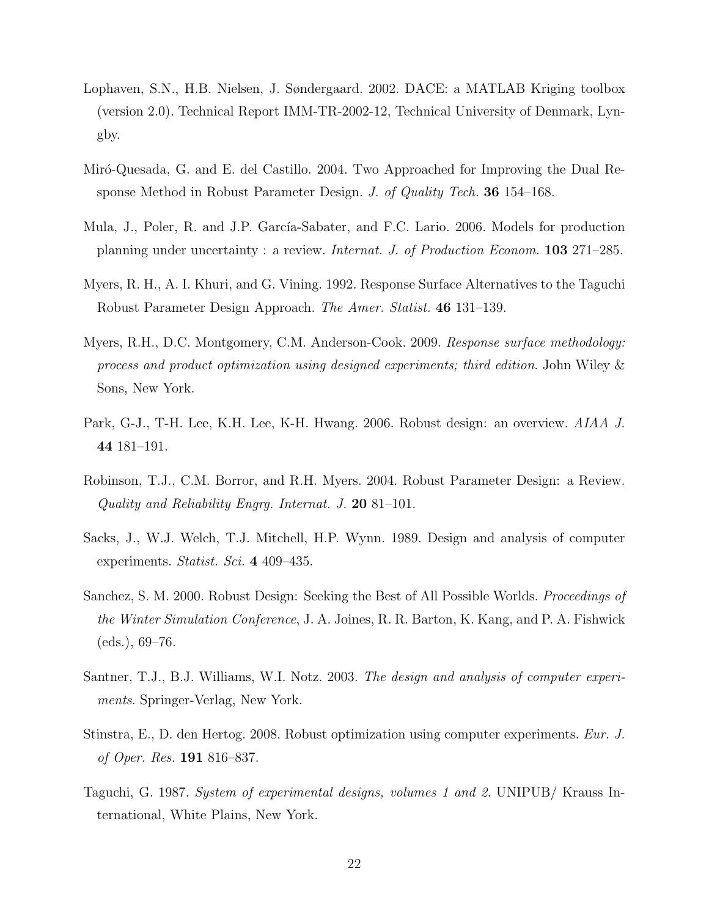Lophaven, S.N., H.B. Nielsen, J. Søndergaard. 2002. DACE: a MATLAB Kriging toolbox (version 2.0). Technical Report IMM-TR-2002-12, Technical University of Denmark, Lyngby.

Miró-Quesada, G. and E. del Castillo. 2004. Two Approached for Improving the Dual Response Method in Robust Parameter Design. *J. of Quality Tech.* **36** 154–168.

Mula, J., Poler, R. and J.P. García-Sabater, and F.C. Lario. 2006. Models for production planning under uncertainty : a review. *Internat. J. of Production Econom.* **103** 271–285.

Myers, R. H., A. I. Khuri, and G. Vining. 1992. Response Surface Alternatives to the Taguchi Robust Parameter Design Approach. *The Amer. Statist.* **46** 131–139.

Myers, R.H., D.C. Montgomery, C.M. Anderson-Cook. 2009. *Response surface methodology: process and product optimization using designed experiments; third edition*. John Wiley & Sons, New York.

Park, G-J., T-H. Lee, K.H. Lee, K-H. Hwang. 2006. Robust design: an overview. *AIAA J.* **44** 181–191.

Robinson, T.J., C.M. Borror, and R.H. Myers. 2004. Robust Parameter Design: a Review. *Quality and Reliability Engrg. Internat. J.* **20** 81–101.

Sacks, J., W.J. Welch, T.J. Mitchell, H.P. Wynn. 1989. Design and analysis of computer experiments. *Statist. Sci.* **4** 409–435.

Sanchez, S. M. 2000. Robust Design: Seeking the Best of All Possible Worlds. *Proceedings of the Winter Simulation Conference*, J. A. Joines, R. R. Barton, K. Kang, and P. A. Fishwick (eds.), 69–76.

Santner, T.J., B.J. Williams, W.I. Notz. 2003. *The design and analysis of computer experiments*. Springer-Verlag, New York.

Stinstra, E., D. den Hertog. 2008. Robust optimization using computer experiments. *Eur. J. of Oper. Res.* **191** 816–837.

Taguchi, G. 1987. *System of experimental designs, volumes 1 and 2*. UNIPUB/ Krauss International, White Plains, New York.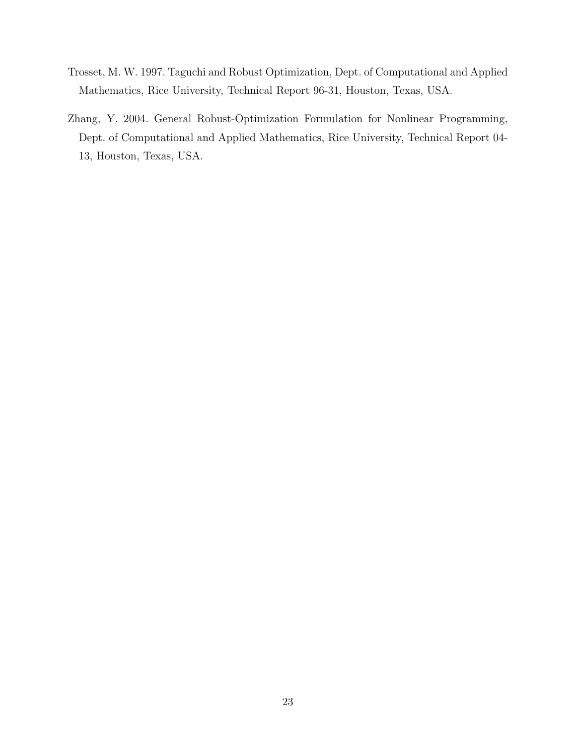Trosset, M. W. 1997. Taguchi and Robust Optimization, Dept. of Computational and Applied Mathematics, Rice University, Technical Report 96-31, Houston, Texas, USA.

Zhang, Y. 2004. General Robust-Optimization Formulation for Nonlinear Programming, Dept. of Computational and Applied Mathematics, Rice University, Technical Report 04-13, Houston, Texas, USA.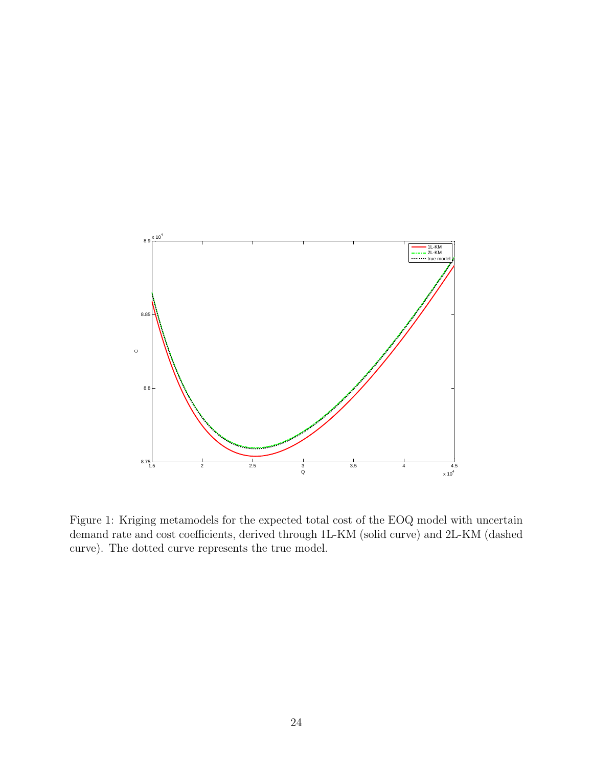Figure 1: Kriging metamodels for the expected total cost of the EOQ model with uncertain demand rate and cost coefficients, derived through 1L-KM (solid curve) and 2L-KM (dashed curve). The dotted curve represents the true model.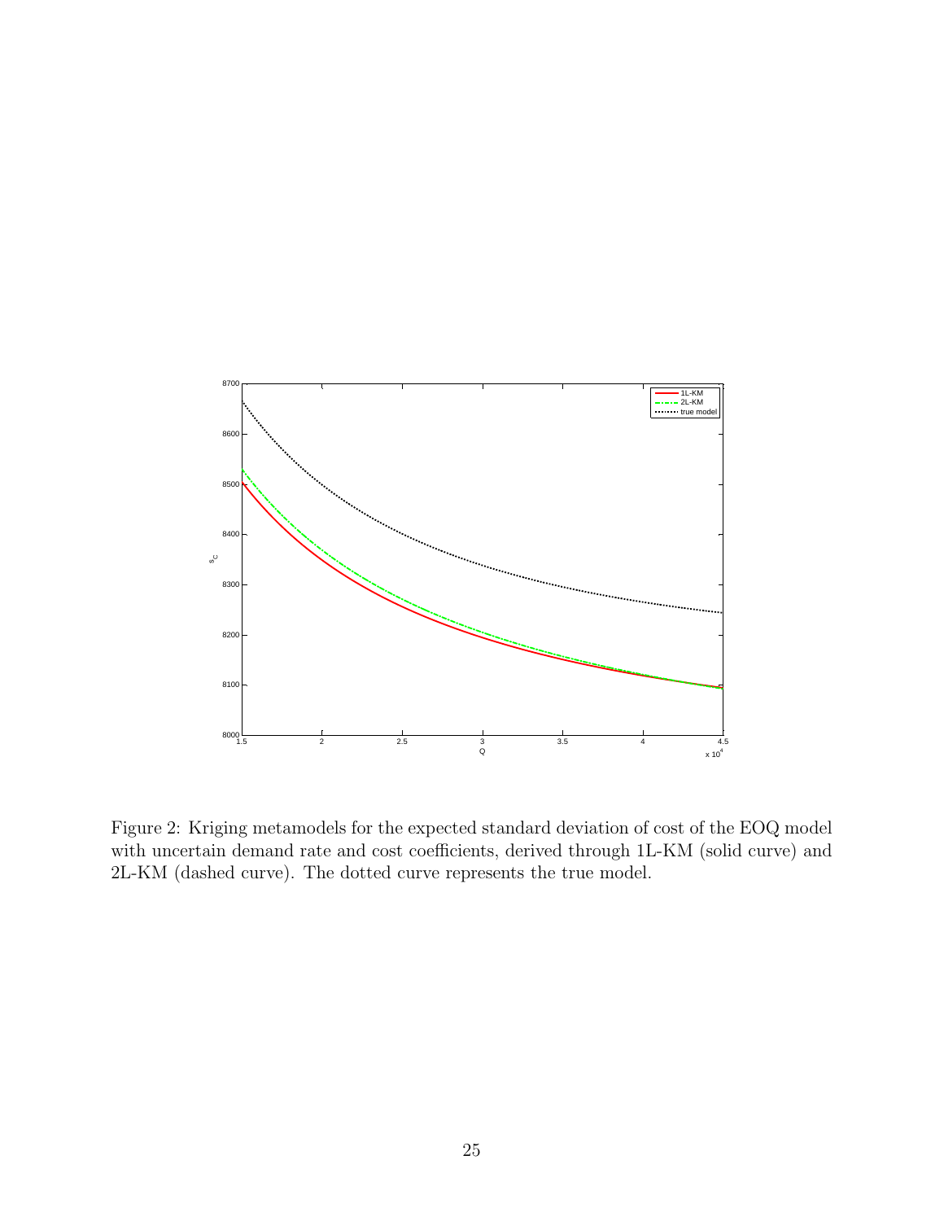Figure 2: Kriging metamodels for the expected standard deviation of cost of the EOQ model with uncertain demand rate and cost coefficients, derived through 1L-KM (solid curve) and 2L-KM (dashed curve). The dotted curve represents the true model.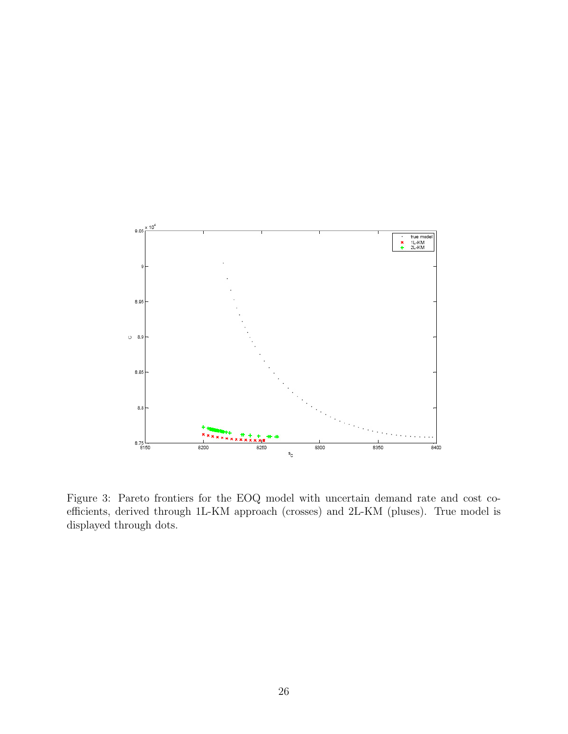Figure 3: Pareto frontiers for the EOQ model with uncertain demand rate and cost coefficients, derived through 1L-KM approach (crosses) and 2L-KM (pluses). True model is displayed through dots.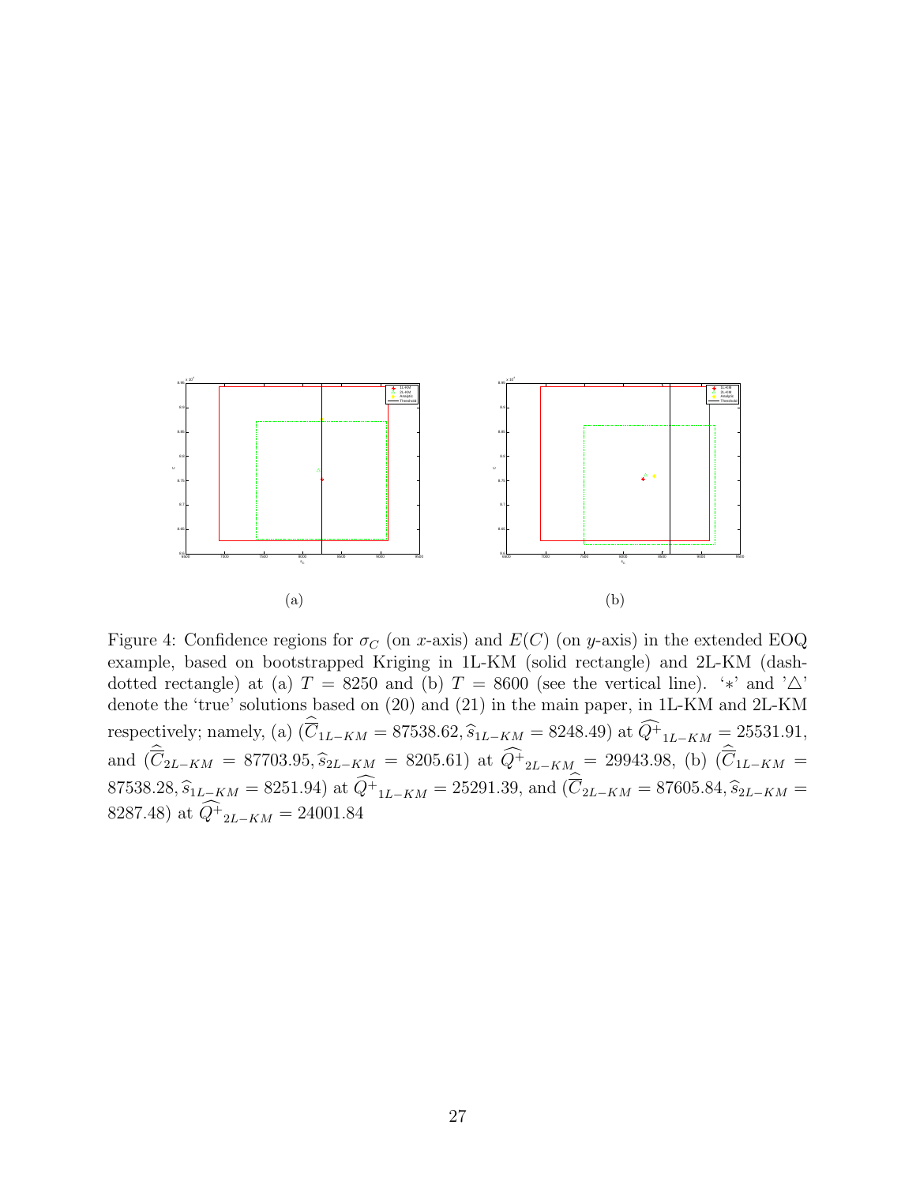(a)

(b)

Figure 4: Confidence regions for $\sigma_C$ (on $x$-axis) and $E(C)$ (on $y$-axis) in the extended EOQ example, based on bootstrapped Kriging in 1L-KM (solid rectangle) and 2L-KM (dash-dotted rectangle) at (a) $T = 8250$ and (b) $T = 8600$ (see the vertical line). '$*$' and '$\triangle$' denote the 'true' solutions based on (20) and (21) in the main paper, in 1L-KM and 2L-KM respectively; namely, (a) ($\widehat{\overline{C}}_{1L-KM} = 87538.62, \widehat{s}_{1L-KM} = 8248.49$) at $\widehat{Q^+}_{1L-KM} = 25531.91$, and ($\widehat{\overline{C}}_{2L-KM} = 87703.95, \widehat{s}_{2L-KM} = 8205.61$) at $\widehat{Q^+}_{2L-KM} = 29943.98$, (b) ($\widehat{\overline{C}}_{1L-KM} = 87538.28, \widehat{s}_{1L-KM} = 8251.94$) at $\widehat{Q^+}_{1L-KM} = 25291.39$, and ($\widehat{\overline{C}}_{2L-KM} = 87605.84, \widehat{s}_{2L-KM} = 8287.48$) at $\widehat{Q^+}_{2L-KM} = 24001.84$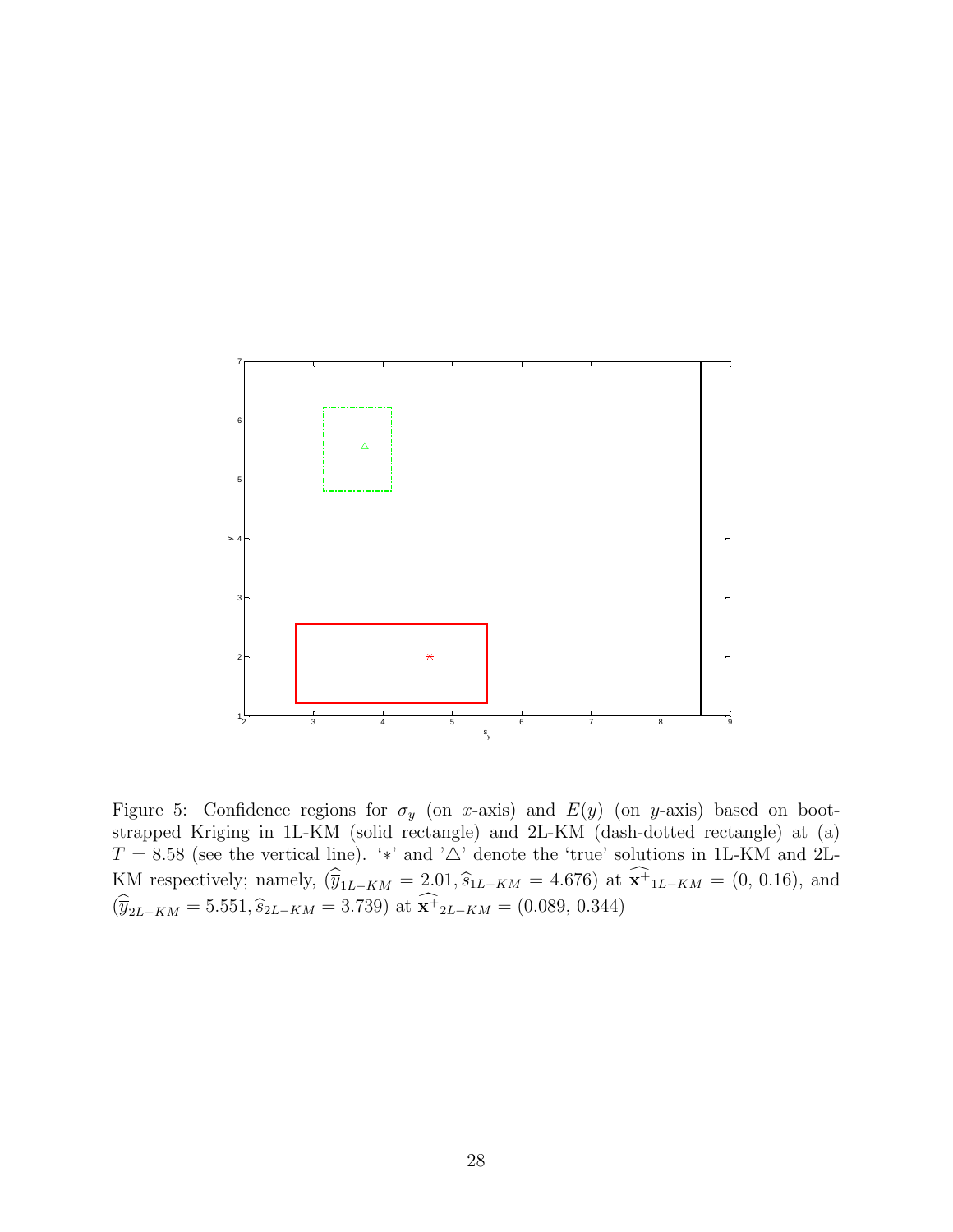7

6

5

y 4

3

2

1

2 3 4 5 6 7 8 9

s_y

Figure 5: Confidence regions for $\sigma_y$ (on $x$-axis) and $E(y)$ (on $y$-axis) based on bootstrapped Kriging in 1L-KM (solid rectangle) and 2L-KM (dash-dotted rectangle) at (a) $T = 8.58$ (see the vertical line). '$*$' and '$\triangle$' denote the 'true' solutions in 1L-KM and 2L-KM respectively; namely, $(\widehat{\overline{y}}_{1L-KM} = 2.01, \widehat{s}_{1L-KM} = 4.676)$ at $\widehat{\mathbf{x}^{+}}_{1L-KM} = (0,\ 0.16)$, and $(\widehat{\overline{y}}_{2L-KM} = 5.551, \widehat{s}_{2L-KM} = 3.739)$ at $\widehat{\mathbf{x}^{+}}_{2L-KM} = (0.089,\ 0.344)$